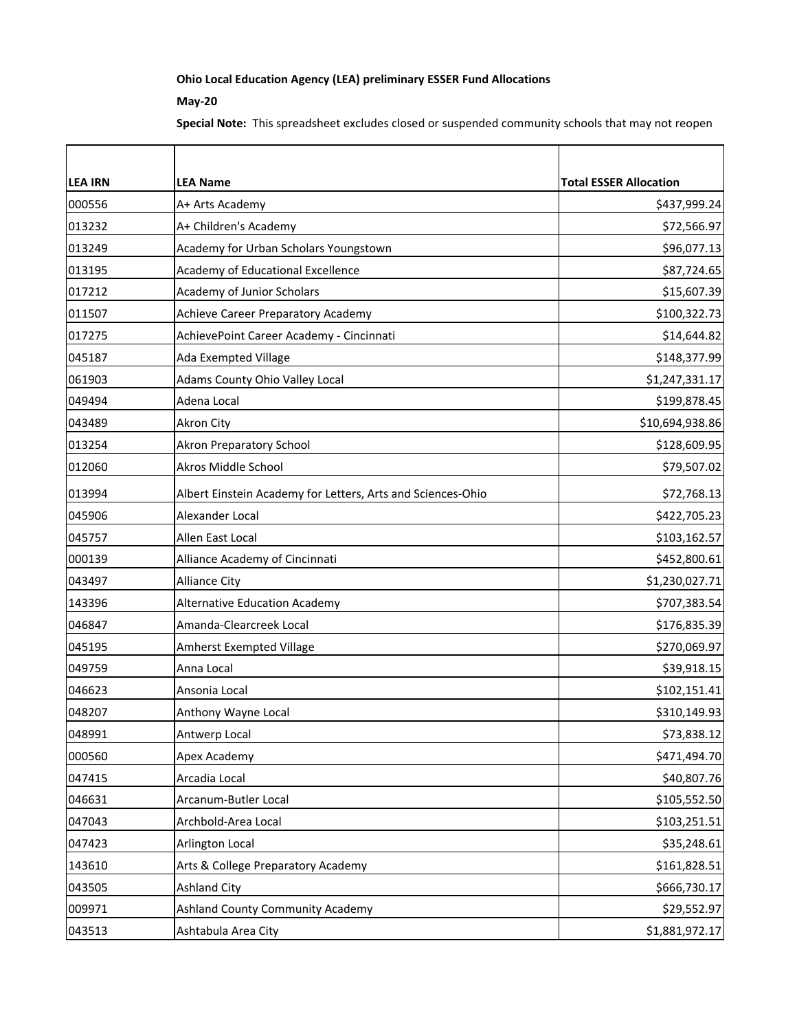**Ohio Local Education Agency (LEA) preliminary ESSER Fund Allocations**

**May-20**

**Special Note:** This spreadsheet excludes closed or suspended community schools that may not reopen

| LEA IRN | LEA Name | Total ESSER Allocation |
|---|---|---|
| 000556 | A+ Arts Academy | $437,999.24 |
| 013232 | A+ Children's Academy | $72,566.97 |
| 013249 | Academy for Urban Scholars Youngstown | $96,077.13 |
| 013195 | Academy of Educational Excellence | $87,724.65 |
| 017212 | Academy of Junior Scholars | $15,607.39 |
| 011507 | Achieve Career Preparatory Academy | $100,322.73 |
| 017275 | AchievePoint Career Academy - Cincinnati | $14,644.82 |
| 045187 | Ada Exempted Village | $148,377.99 |
| 061903 | Adams County Ohio Valley Local | $1,247,331.17 |
| 049494 | Adena Local | $199,878.45 |
| 043489 | Akron City | $10,694,938.86 |
| 013254 | Akron Preparatory School | $128,609.95 |
| 012060 | Akros Middle School | $79,507.02 |
| 013994 | Albert Einstein Academy for Letters, Arts and Sciences-Ohio | $72,768.13 |
| 045906 | Alexander Local | $422,705.23 |
| 045757 | Allen East Local | $103,162.57 |
| 000139 | Alliance Academy of Cincinnati | $452,800.61 |
| 043497 | Alliance City | $1,230,027.71 |
| 143396 | Alternative Education Academy | $707,383.54 |
| 046847 | Amanda-Clearcreek Local | $176,835.39 |
| 045195 | Amherst Exempted Village | $270,069.97 |
| 049759 | Anna Local | $39,918.15 |
| 046623 | Ansonia Local | $102,151.41 |
| 048207 | Anthony Wayne Local | $310,149.93 |
| 048991 | Antwerp Local | $73,838.12 |
| 000560 | Apex Academy | $471,494.70 |
| 047415 | Arcadia Local | $40,807.76 |
| 046631 | Arcanum-Butler Local | $105,552.50 |
| 047043 | Archbold-Area Local | $103,251.51 |
| 047423 | Arlington Local | $35,248.61 |
| 143610 | Arts & College Preparatory Academy | $161,828.51 |
| 043505 | Ashland City | $666,730.17 |
| 009971 | Ashland County Community Academy | $29,552.97 |
| 043513 | Ashtabula Area City | $1,881,972.17 |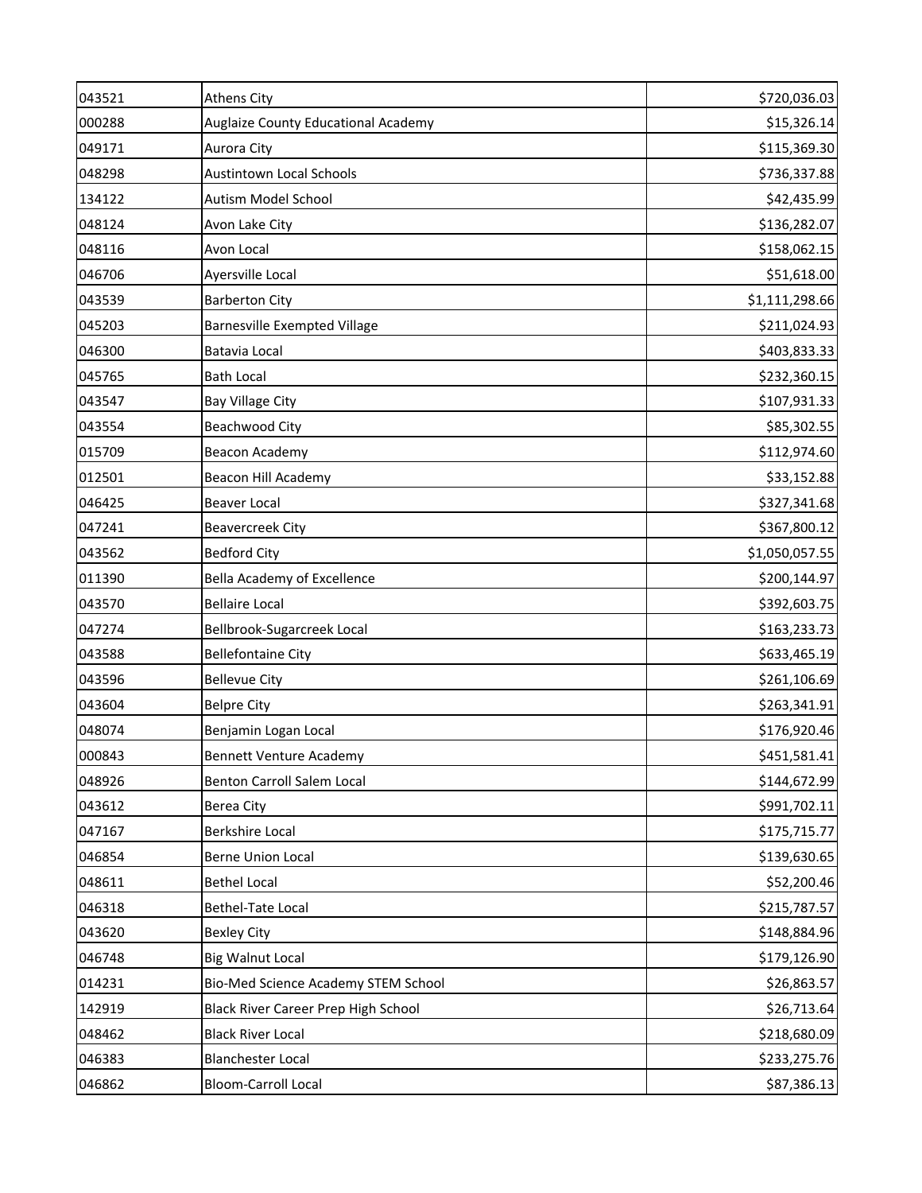| | | |
|---|---|---|
| 043521 | Athens City | $720,036.03 |
| 000288 | Auglaize County Educational Academy | $15,326.14 |
| 049171 | Aurora City | $115,369.30 |
| 048298 | Austintown Local Schools | $736,337.88 |
| 134122 | Autism Model School | $42,435.99 |
| 048124 | Avon Lake City | $136,282.07 |
| 048116 | Avon Local | $158,062.15 |
| 046706 | Ayersville Local | $51,618.00 |
| 043539 | Barberton City | $1,111,298.66 |
| 045203 | Barnesville Exempted Village | $211,024.93 |
| 046300 | Batavia Local | $403,833.33 |
| 045765 | Bath Local | $232,360.15 |
| 043547 | Bay Village City | $107,931.33 |
| 043554 | Beachwood City | $85,302.55 |
| 015709 | Beacon Academy | $112,974.60 |
| 012501 | Beacon Hill Academy | $33,152.88 |
| 046425 | Beaver Local | $327,341.68 |
| 047241 | Beavercreek City | $367,800.12 |
| 043562 | Bedford City | $1,050,057.55 |
| 011390 | Bella Academy of Excellence | $200,144.97 |
| 043570 | Bellaire Local | $392,603.75 |
| 047274 | Bellbrook-Sugarcreek Local | $163,233.73 |
| 043588 | Bellefontaine City | $633,465.19 |
| 043596 | Bellevue City | $261,106.69 |
| 043604 | Belpre City | $263,341.91 |
| 048074 | Benjamin Logan Local | $176,920.46 |
| 000843 | Bennett Venture Academy | $451,581.41 |
| 048926 | Benton Carroll Salem Local | $144,672.99 |
| 043612 | Berea City | $991,702.11 |
| 047167 | Berkshire Local | $175,715.77 |
| 046854 | Berne Union Local | $139,630.65 |
| 048611 | Bethel Local | $52,200.46 |
| 046318 | Bethel-Tate Local | $215,787.57 |
| 043620 | Bexley City | $148,884.96 |
| 046748 | Big Walnut Local | $179,126.90 |
| 014231 | Bio-Med Science Academy STEM School | $26,863.57 |
| 142919 | Black River Career Prep High School | $26,713.64 |
| 048462 | Black River Local | $218,680.09 |
| 046383 | Blanchester Local | $233,275.76 |
| 046862 | Bloom-Carroll Local | $87,386.13 |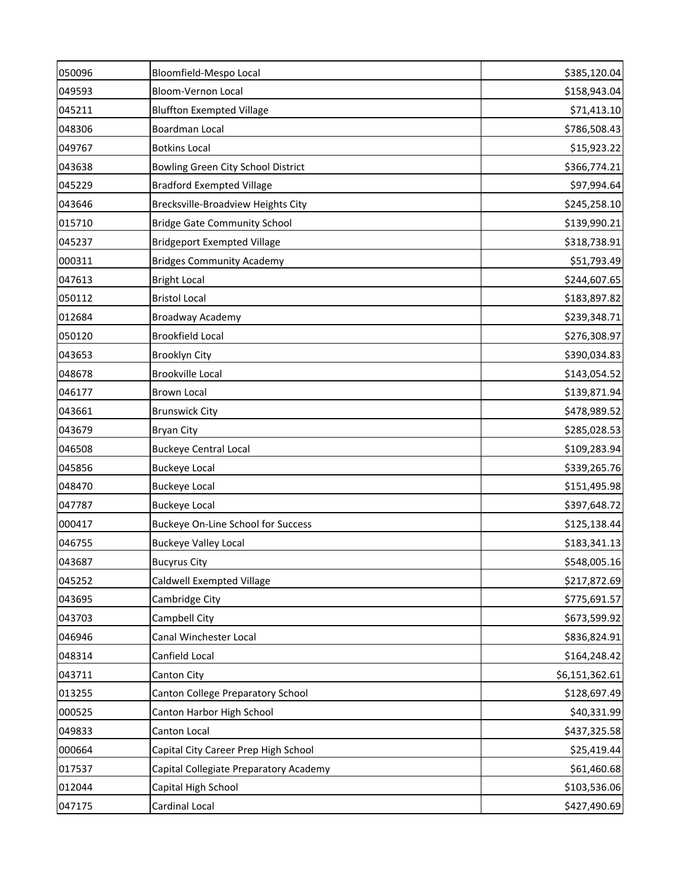| | | |
|---|---|---|
| 050096 | Bloomfield-Mespo Local | $385,120.04 |
| 049593 | Bloom-Vernon Local | $158,943.04 |
| 045211 | Bluffton Exempted Village | $71,413.10 |
| 048306 | Boardman Local | $786,508.43 |
| 049767 | Botkins Local | $15,923.22 |
| 043638 | Bowling Green City School District | $366,774.21 |
| 045229 | Bradford Exempted Village | $97,994.64 |
| 043646 | Brecksville-Broadview Heights City | $245,258.10 |
| 015710 | Bridge Gate Community School | $139,990.21 |
| 045237 | Bridgeport Exempted Village | $318,738.91 |
| 000311 | Bridges Community Academy | $51,793.49 |
| 047613 | Bright Local | $244,607.65 |
| 050112 | Bristol Local | $183,897.82 |
| 012684 | Broadway Academy | $239,348.71 |
| 050120 | Brookfield Local | $276,308.97 |
| 043653 | Brooklyn City | $390,034.83 |
| 048678 | Brookville Local | $143,054.52 |
| 046177 | Brown Local | $139,871.94 |
| 043661 | Brunswick City | $478,989.52 |
| 043679 | Bryan City | $285,028.53 |
| 046508 | Buckeye Central Local | $109,283.94 |
| 045856 | Buckeye Local | $339,265.76 |
| 048470 | Buckeye Local | $151,495.98 |
| 047787 | Buckeye Local | $397,648.72 |
| 000417 | Buckeye On-Line School for Success | $125,138.44 |
| 046755 | Buckeye Valley Local | $183,341.13 |
| 043687 | Bucyrus City | $548,005.16 |
| 045252 | Caldwell Exempted Village | $217,872.69 |
| 043695 | Cambridge City | $775,691.57 |
| 043703 | Campbell City | $673,599.92 |
| 046946 | Canal Winchester Local | $836,824.91 |
| 048314 | Canfield Local | $164,248.42 |
| 043711 | Canton City | $6,151,362.61 |
| 013255 | Canton College Preparatory School | $128,697.49 |
| 000525 | Canton Harbor High School | $40,331.99 |
| 049833 | Canton Local | $437,325.58 |
| 000664 | Capital City Career Prep High School | $25,419.44 |
| 017537 | Capital Collegiate Preparatory Academy | $61,460.68 |
| 012044 | Capital High School | $103,536.06 |
| 047175 | Cardinal Local | $427,490.69 |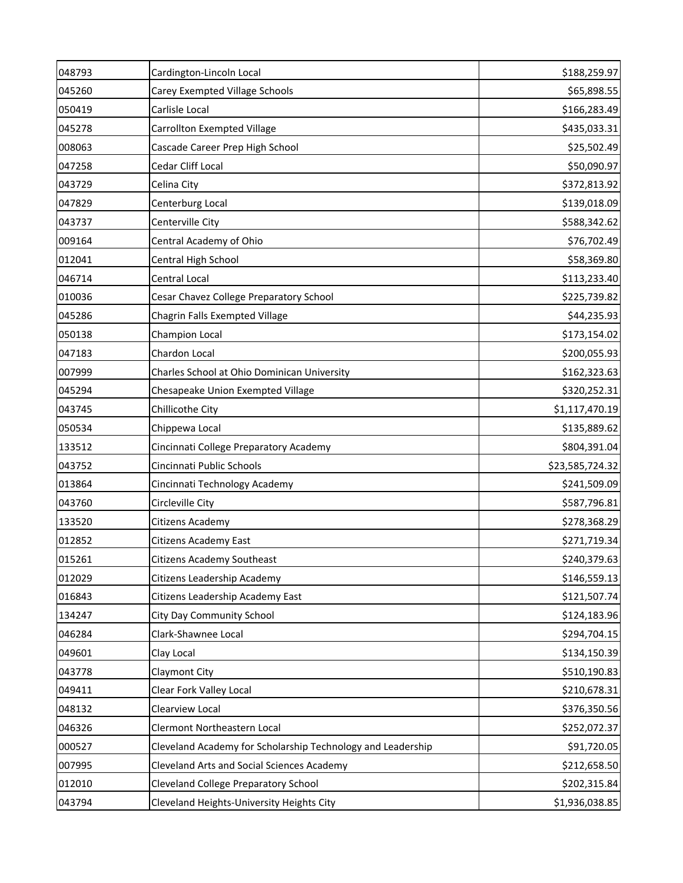| | | |
|---|---|---|
| 048793 | Cardington-Lincoln Local | $188,259.97 |
| 045260 | Carey Exempted Village Schools | $65,898.55 |
| 050419 | Carlisle Local | $166,283.49 |
| 045278 | Carrollton Exempted Village | $435,033.31 |
| 008063 | Cascade Career Prep High School | $25,502.49 |
| 047258 | Cedar Cliff Local | $50,090.97 |
| 043729 | Celina City | $372,813.92 |
| 047829 | Centerburg Local | $139,018.09 |
| 043737 | Centerville City | $588,342.62 |
| 009164 | Central Academy of Ohio | $76,702.49 |
| 012041 | Central High School | $58,369.80 |
| 046714 | Central Local | $113,233.40 |
| 010036 | Cesar Chavez College Preparatory School | $225,739.82 |
| 045286 | Chagrin Falls Exempted Village | $44,235.93 |
| 050138 | Champion Local | $173,154.02 |
| 047183 | Chardon Local | $200,055.93 |
| 007999 | Charles School at Ohio Dominican University | $162,323.63 |
| 045294 | Chesapeake Union Exempted Village | $320,252.31 |
| 043745 | Chillicothe City | $1,117,470.19 |
| 050534 | Chippewa Local | $135,889.62 |
| 133512 | Cincinnati College Preparatory Academy | $804,391.04 |
| 043752 | Cincinnati Public Schools | $23,585,724.32 |
| 013864 | Cincinnati Technology Academy | $241,509.09 |
| 043760 | Circleville City | $587,796.81 |
| 133520 | Citizens Academy | $278,368.29 |
| 012852 | Citizens Academy East | $271,719.34 |
| 015261 | Citizens Academy Southeast | $240,379.63 |
| 012029 | Citizens Leadership Academy | $146,559.13 |
| 016843 | Citizens Leadership Academy East | $121,507.74 |
| 134247 | City Day Community School | $124,183.96 |
| 046284 | Clark-Shawnee Local | $294,704.15 |
| 049601 | Clay Local | $134,150.39 |
| 043778 | Claymont City | $510,190.83 |
| 049411 | Clear Fork Valley Local | $210,678.31 |
| 048132 | Clearview Local | $376,350.56 |
| 046326 | Clermont Northeastern Local | $252,072.37 |
| 000527 | Cleveland Academy for Scholarship Technology and Leadership | $91,720.05 |
| 007995 | Cleveland Arts and Social Sciences Academy | $212,658.50 |
| 012010 | Cleveland College Preparatory School | $202,315.84 |
| 043794 | Cleveland Heights-University Heights City | $1,936,038.85 |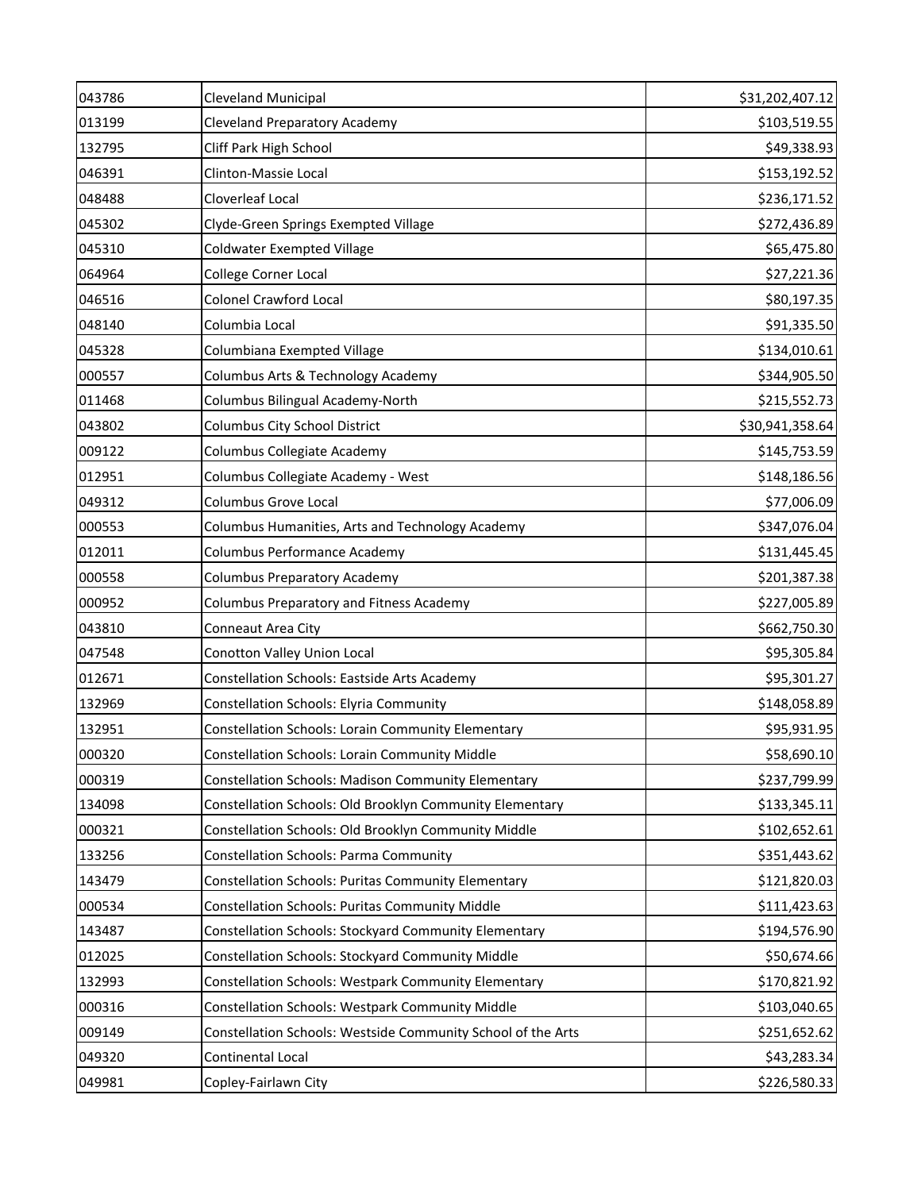| | | |
|---|---|---|
| 043786 | Cleveland Municipal | $31,202,407.12 |
| 013199 | Cleveland Preparatory Academy | $103,519.55 |
| 132795 | Cliff Park High School | $49,338.93 |
| 046391 | Clinton-Massie Local | $153,192.52 |
| 048488 | Cloverleaf Local | $236,171.52 |
| 045302 | Clyde-Green Springs Exempted Village | $272,436.89 |
| 045310 | Coldwater Exempted Village | $65,475.80 |
| 064964 | College Corner Local | $27,221.36 |
| 046516 | Colonel Crawford Local | $80,197.35 |
| 048140 | Columbia Local | $91,335.50 |
| 045328 | Columbiana Exempted Village | $134,010.61 |
| 000557 | Columbus Arts & Technology Academy | $344,905.50 |
| 011468 | Columbus Bilingual Academy-North | $215,552.73 |
| 043802 | Columbus City School District | $30,941,358.64 |
| 009122 | Columbus Collegiate Academy | $145,753.59 |
| 012951 | Columbus Collegiate Academy - West | $148,186.56 |
| 049312 | Columbus Grove Local | $77,006.09 |
| 000553 | Columbus Humanities, Arts and Technology Academy | $347,076.04 |
| 012011 | Columbus Performance Academy | $131,445.45 |
| 000558 | Columbus Preparatory Academy | $201,387.38 |
| 000952 | Columbus Preparatory and Fitness Academy | $227,005.89 |
| 043810 | Conneaut Area City | $662,750.30 |
| 047548 | Conotton Valley Union Local | $95,305.84 |
| 012671 | Constellation Schools: Eastside Arts Academy | $95,301.27 |
| 132969 | Constellation Schools: Elyria Community | $148,058.89 |
| 132951 | Constellation Schools: Lorain Community Elementary | $95,931.95 |
| 000320 | Constellation Schools: Lorain Community Middle | $58,690.10 |
| 000319 | Constellation Schools: Madison Community Elementary | $237,799.99 |
| 134098 | Constellation Schools: Old Brooklyn Community Elementary | $133,345.11 |
| 000321 | Constellation Schools: Old Brooklyn Community Middle | $102,652.61 |
| 133256 | Constellation Schools: Parma Community | $351,443.62 |
| 143479 | Constellation Schools: Puritas Community Elementary | $121,820.03 |
| 000534 | Constellation Schools: Puritas Community Middle | $111,423.63 |
| 143487 | Constellation Schools: Stockyard Community Elementary | $194,576.90 |
| 012025 | Constellation Schools: Stockyard Community Middle | $50,674.66 |
| 132993 | Constellation Schools: Westpark Community Elementary | $170,821.92 |
| 000316 | Constellation Schools: Westpark Community Middle | $103,040.65 |
| 009149 | Constellation Schools: Westside Community School of the Arts | $251,652.62 |
| 049320 | Continental Local | $43,283.34 |
| 049981 | Copley-Fairlawn City | $226,580.33 |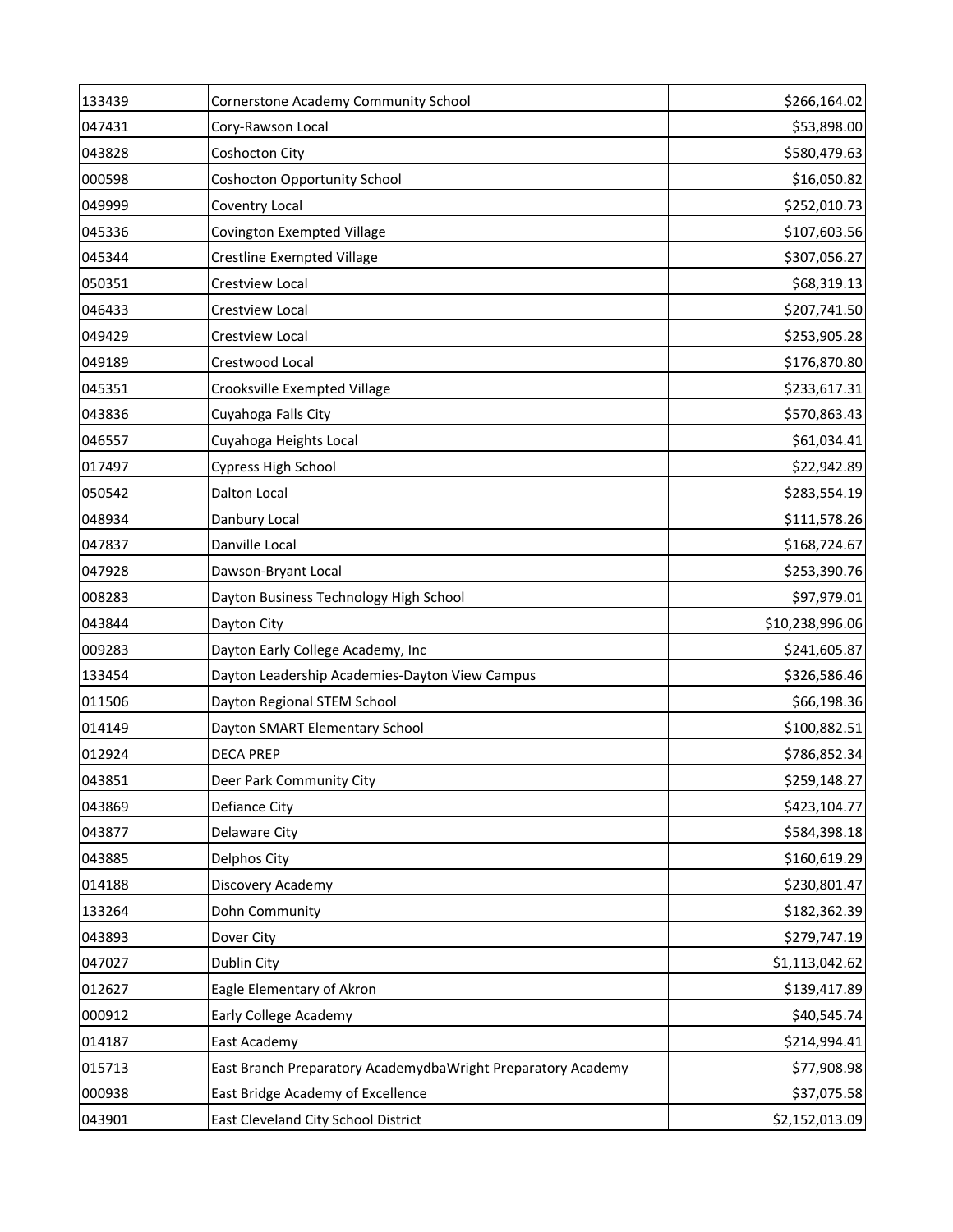| | | |
|---|---|---|
| 133439 | Cornerstone Academy Community School | $266,164.02 |
| 047431 | Cory-Rawson Local | $53,898.00 |
| 043828 | Coshocton City | $580,479.63 |
| 000598 | Coshocton Opportunity School | $16,050.82 |
| 049999 | Coventry Local | $252,010.73 |
| 045336 | Covington Exempted Village | $107,603.56 |
| 045344 | Crestline Exempted Village | $307,056.27 |
| 050351 | Crestview Local | $68,319.13 |
| 046433 | Crestview Local | $207,741.50 |
| 049429 | Crestview Local | $253,905.28 |
| 049189 | Crestwood Local | $176,870.80 |
| 045351 | Crooksville Exempted Village | $233,617.31 |
| 043836 | Cuyahoga Falls City | $570,863.43 |
| 046557 | Cuyahoga Heights Local | $61,034.41 |
| 017497 | Cypress High School | $22,942.89 |
| 050542 | Dalton Local | $283,554.19 |
| 048934 | Danbury Local | $111,578.26 |
| 047837 | Danville Local | $168,724.67 |
| 047928 | Dawson-Bryant Local | $253,390.76 |
| 008283 | Dayton Business Technology High School | $97,979.01 |
| 043844 | Dayton City | $10,238,996.06 |
| 009283 | Dayton Early College Academy, Inc | $241,605.87 |
| 133454 | Dayton Leadership Academies-Dayton View Campus | $326,586.46 |
| 011506 | Dayton Regional STEM School | $66,198.36 |
| 014149 | Dayton SMART Elementary School | $100,882.51 |
| 012924 | DECA PREP | $786,852.34 |
| 043851 | Deer Park Community City | $259,148.27 |
| 043869 | Defiance City | $423,104.77 |
| 043877 | Delaware City | $584,398.18 |
| 043885 | Delphos City | $160,619.29 |
| 014188 | Discovery Academy | $230,801.47 |
| 133264 | Dohn Community | $182,362.39 |
| 043893 | Dover City | $279,747.19 |
| 047027 | Dublin City | $1,113,042.62 |
| 012627 | Eagle Elementary of Akron | $139,417.89 |
| 000912 | Early College Academy | $40,545.74 |
| 014187 | East Academy | $214,994.41 |
| 015713 | East Branch Preparatory AcademydbaWright Preparatory Academy | $77,908.98 |
| 000938 | East Bridge Academy of Excellence | $37,075.58 |
| 043901 | East Cleveland City School District | $2,152,013.09 |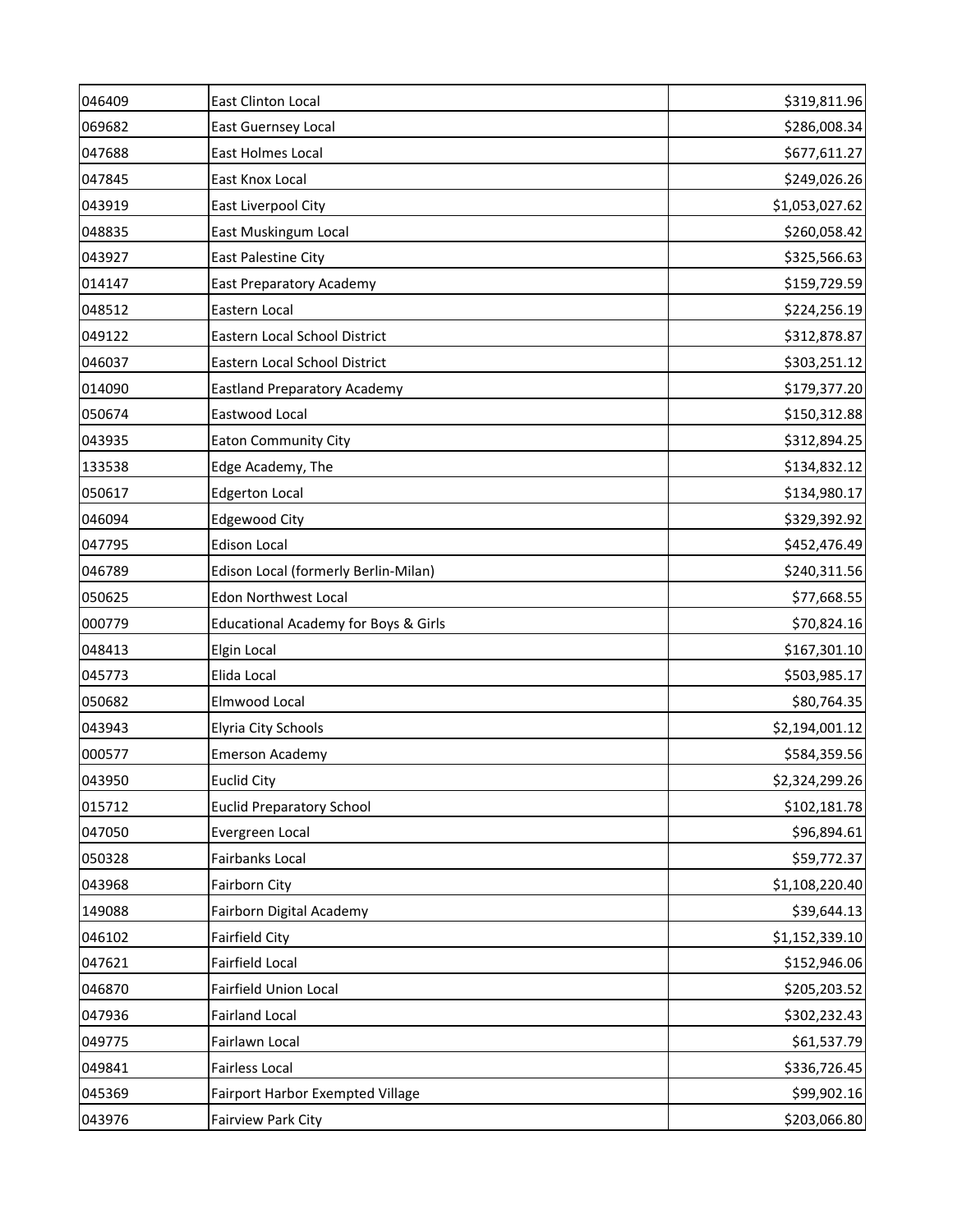| | | |
|---|---|---|
| 046409 | East Clinton Local | $319,811.96 |
| 069682 | East Guernsey Local | $286,008.34 |
| 047688 | East Holmes Local | $677,611.27 |
| 047845 | East Knox Local | $249,026.26 |
| 043919 | East Liverpool City | $1,053,027.62 |
| 048835 | East Muskingum Local | $260,058.42 |
| 043927 | East Palestine City | $325,566.63 |
| 014147 | East Preparatory Academy | $159,729.59 |
| 048512 | Eastern Local | $224,256.19 |
| 049122 | Eastern Local School District | $312,878.87 |
| 046037 | Eastern Local School District | $303,251.12 |
| 014090 | Eastland Preparatory Academy | $179,377.20 |
| 050674 | Eastwood Local | $150,312.88 |
| 043935 | Eaton Community City | $312,894.25 |
| 133538 | Edge Academy, The | $134,832.12 |
| 050617 | Edgerton Local | $134,980.17 |
| 046094 | Edgewood City | $329,392.92 |
| 047795 | Edison Local | $452,476.49 |
| 046789 | Edison Local (formerly Berlin-Milan) | $240,311.56 |
| 050625 | Edon Northwest Local | $77,668.55 |
| 000779 | Educational Academy for Boys & Girls | $70,824.16 |
| 048413 | Elgin Local | $167,301.10 |
| 045773 | Elida Local | $503,985.17 |
| 050682 | Elmwood Local | $80,764.35 |
| 043943 | Elyria City Schools | $2,194,001.12 |
| 000577 | Emerson Academy | $584,359.56 |
| 043950 | Euclid City | $2,324,299.26 |
| 015712 | Euclid Preparatory School | $102,181.78 |
| 047050 | Evergreen Local | $96,894.61 |
| 050328 | Fairbanks Local | $59,772.37 |
| 043968 | Fairborn City | $1,108,220.40 |
| 149088 | Fairborn Digital Academy | $39,644.13 |
| 046102 | Fairfield City | $1,152,339.10 |
| 047621 | Fairfield Local | $152,946.06 |
| 046870 | Fairfield Union Local | $205,203.52 |
| 047936 | Fairland Local | $302,232.43 |
| 049775 | Fairlawn Local | $61,537.79 |
| 049841 | Fairless Local | $336,726.45 |
| 045369 | Fairport Harbor Exempted Village | $99,902.16 |
| 043976 | Fairview Park City | $203,066.80 |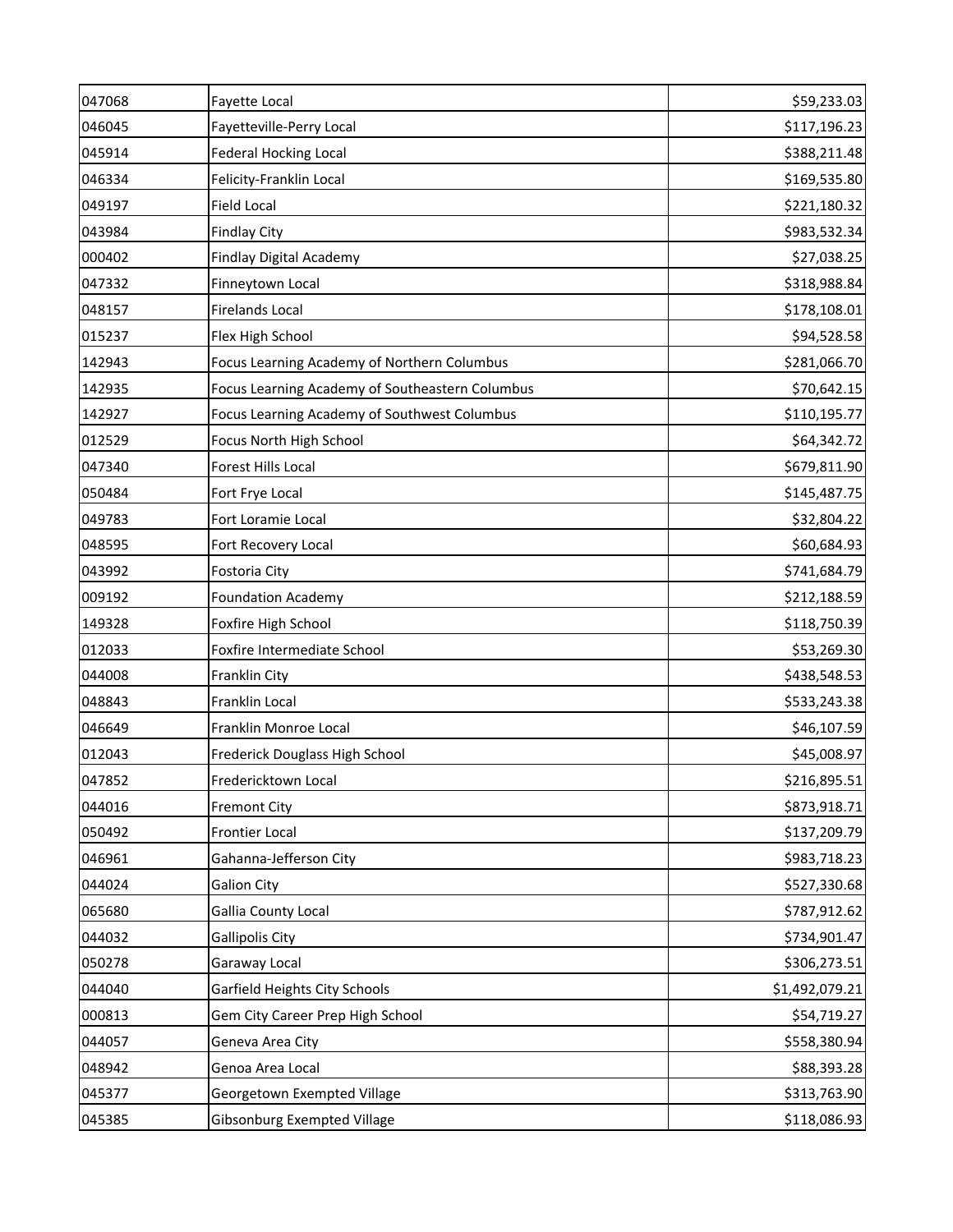| | | |
|---|---|---|
| 047068 | Fayette Local | $59,233.03 |
| 046045 | Fayetteville-Perry Local | $117,196.23 |
| 045914 | Federal Hocking Local | $388,211.48 |
| 046334 | Felicity-Franklin Local | $169,535.80 |
| 049197 | Field Local | $221,180.32 |
| 043984 | Findlay City | $983,532.34 |
| 000402 | Findlay Digital Academy | $27,038.25 |
| 047332 | Finneytown Local | $318,988.84 |
| 048157 | Firelands Local | $178,108.01 |
| 015237 | Flex High School | $94,528.58 |
| 142943 | Focus Learning Academy of Northern Columbus | $281,066.70 |
| 142935 | Focus Learning Academy of Southeastern Columbus | $70,642.15 |
| 142927 | Focus Learning Academy of Southwest Columbus | $110,195.77 |
| 012529 | Focus North High School | $64,342.72 |
| 047340 | Forest Hills Local | $679,811.90 |
| 050484 | Fort Frye Local | $145,487.75 |
| 049783 | Fort Loramie Local | $32,804.22 |
| 048595 | Fort Recovery Local | $60,684.93 |
| 043992 | Fostoria City | $741,684.79 |
| 009192 | Foundation Academy | $212,188.59 |
| 149328 | Foxfire High School | $118,750.39 |
| 012033 | Foxfire Intermediate School | $53,269.30 |
| 044008 | Franklin City | $438,548.53 |
| 048843 | Franklin Local | $533,243.38 |
| 046649 | Franklin Monroe Local | $46,107.59 |
| 012043 | Frederick Douglass High School | $45,008.97 |
| 047852 | Fredericktown Local | $216,895.51 |
| 044016 | Fremont City | $873,918.71 |
| 050492 | Frontier Local | $137,209.79 |
| 046961 | Gahanna-Jefferson City | $983,718.23 |
| 044024 | Galion City | $527,330.68 |
| 065680 | Gallia County Local | $787,912.62 |
| 044032 | Gallipolis City | $734,901.47 |
| 050278 | Garaway Local | $306,273.51 |
| 044040 | Garfield Heights City Schools | $1,492,079.21 |
| 000813 | Gem City Career Prep High School | $54,719.27 |
| 044057 | Geneva Area City | $558,380.94 |
| 048942 | Genoa Area Local | $88,393.28 |
| 045377 | Georgetown Exempted Village | $313,763.90 |
| 045385 | Gibsonburg Exempted Village | $118,086.93 |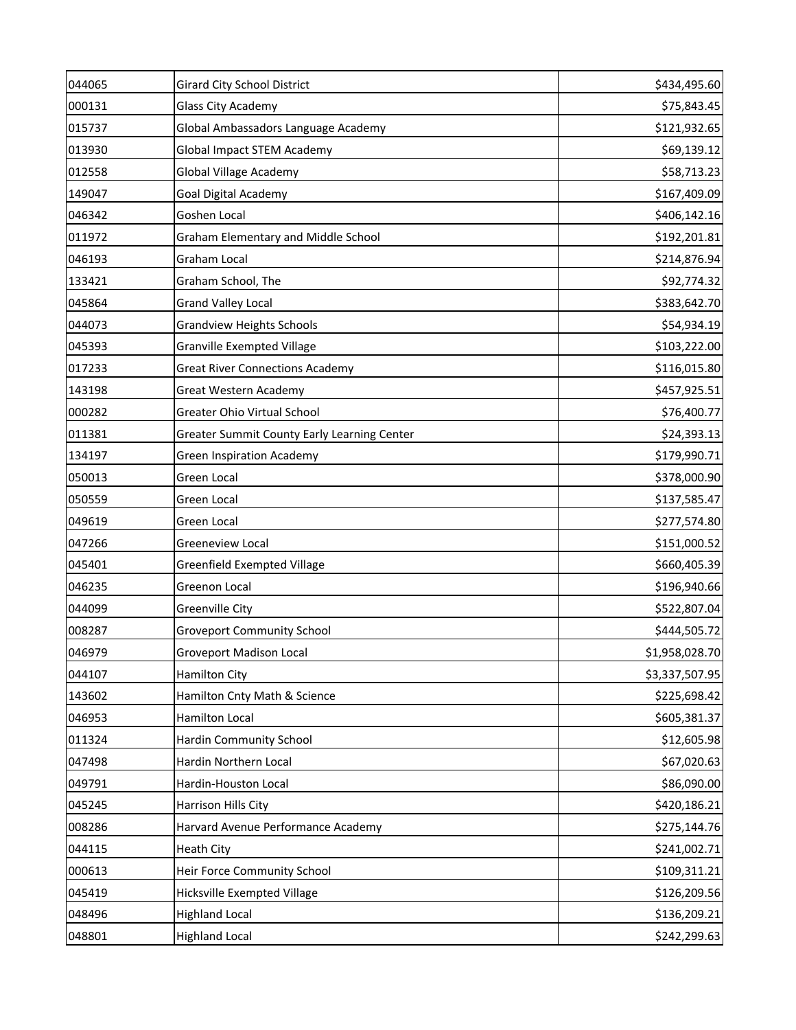| | | |
|---|---|---|
| 044065 | Girard City School District | $434,495.60 |
| 000131 | Glass City Academy | $75,843.45 |
| 015737 | Global Ambassadors Language Academy | $121,932.65 |
| 013930 | Global Impact STEM Academy | $69,139.12 |
| 012558 | Global Village Academy | $58,713.23 |
| 149047 | Goal Digital Academy | $167,409.09 |
| 046342 | Goshen Local | $406,142.16 |
| 011972 | Graham Elementary and Middle School | $192,201.81 |
| 046193 | Graham Local | $214,876.94 |
| 133421 | Graham School, The | $92,774.32 |
| 045864 | Grand Valley Local | $383,642.70 |
| 044073 | Grandview Heights Schools | $54,934.19 |
| 045393 | Granville Exempted Village | $103,222.00 |
| 017233 | Great River Connections Academy | $116,015.80 |
| 143198 | Great Western Academy | $457,925.51 |
| 000282 | Greater Ohio Virtual School | $76,400.77 |
| 011381 | Greater Summit County Early Learning Center | $24,393.13 |
| 134197 | Green Inspiration Academy | $179,990.71 |
| 050013 | Green Local | $378,000.90 |
| 050559 | Green Local | $137,585.47 |
| 049619 | Green Local | $277,574.80 |
| 047266 | Greeneview Local | $151,000.52 |
| 045401 | Greenfield Exempted Village | $660,405.39 |
| 046235 | Greenon Local | $196,940.66 |
| 044099 | Greenville City | $522,807.04 |
| 008287 | Groveport Community School | $444,505.72 |
| 046979 | Groveport Madison Local | $1,958,028.70 |
| 044107 | Hamilton City | $3,337,507.95 |
| 143602 | Hamilton Cnty Math & Science | $225,698.42 |
| 046953 | Hamilton Local | $605,381.37 |
| 011324 | Hardin Community School | $12,605.98 |
| 047498 | Hardin Northern Local | $67,020.63 |
| 049791 | Hardin-Houston Local | $86,090.00 |
| 045245 | Harrison Hills City | $420,186.21 |
| 008286 | Harvard Avenue Performance Academy | $275,144.76 |
| 044115 | Heath City | $241,002.71 |
| 000613 | Heir Force Community School | $109,311.21 |
| 045419 | Hicksville Exempted Village | $126,209.56 |
| 048496 | Highland Local | $136,209.21 |
| 048801 | Highland Local | $242,299.63 |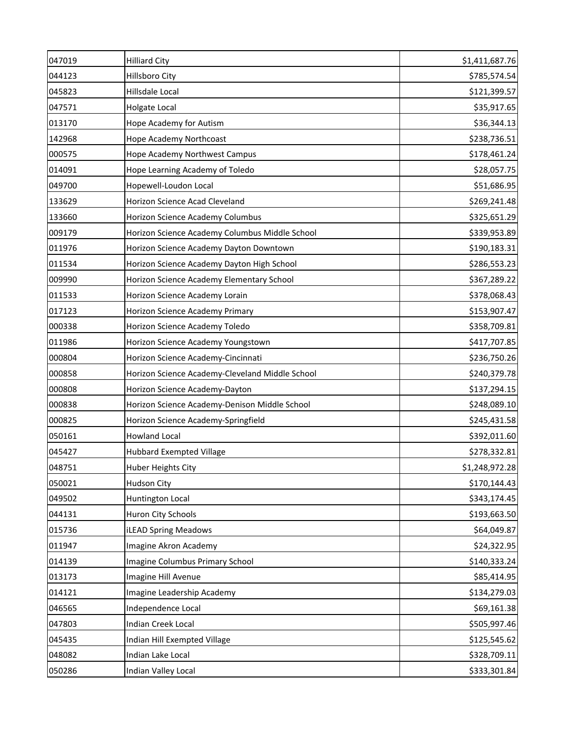| | | |
|---|---|---|
| 047019 | Hilliard City | $1,411,687.76 |
| 044123 | Hillsboro City | $785,574.54 |
| 045823 | Hillsdale Local | $121,399.57 |
| 047571 | Holgate Local | $35,917.65 |
| 013170 | Hope Academy for Autism | $36,344.13 |
| 142968 | Hope Academy Northcoast | $238,736.51 |
| 000575 | Hope Academy Northwest Campus | $178,461.24 |
| 014091 | Hope Learning Academy of Toledo | $28,057.75 |
| 049700 | Hopewell-Loudon Local | $51,686.95 |
| 133629 | Horizon Science Acad Cleveland | $269,241.48 |
| 133660 | Horizon Science Academy Columbus | $325,651.29 |
| 009179 | Horizon Science Academy Columbus Middle School | $339,953.89 |
| 011976 | Horizon Science Academy Dayton Downtown | $190,183.31 |
| 011534 | Horizon Science Academy Dayton High School | $286,553.23 |
| 009990 | Horizon Science Academy Elementary School | $367,289.22 |
| 011533 | Horizon Science Academy Lorain | $378,068.43 |
| 017123 | Horizon Science Academy Primary | $153,907.47 |
| 000338 | Horizon Science Academy Toledo | $358,709.81 |
| 011986 | Horizon Science Academy Youngstown | $417,707.85 |
| 000804 | Horizon Science Academy-Cincinnati | $236,750.26 |
| 000858 | Horizon Science Academy-Cleveland Middle School | $240,379.78 |
| 000808 | Horizon Science Academy-Dayton | $137,294.15 |
| 000838 | Horizon Science Academy-Denison Middle School | $248,089.10 |
| 000825 | Horizon Science Academy-Springfield | $245,431.58 |
| 050161 | Howland Local | $392,011.60 |
| 045427 | Hubbard Exempted Village | $278,332.81 |
| 048751 | Huber Heights City | $1,248,972.28 |
| 050021 | Hudson City | $170,144.43 |
| 049502 | Huntington Local | $343,174.45 |
| 044131 | Huron City Schools | $193,663.50 |
| 015736 | iLEAD Spring Meadows | $64,049.87 |
| 011947 | Imagine Akron Academy | $24,322.95 |
| 014139 | Imagine Columbus Primary School | $140,333.24 |
| 013173 | Imagine Hill Avenue | $85,414.95 |
| 014121 | Imagine Leadership Academy | $134,279.03 |
| 046565 | Independence Local | $69,161.38 |
| 047803 | Indian Creek Local | $505,997.46 |
| 045435 | Indian Hill Exempted Village | $125,545.62 |
| 048082 | Indian Lake Local | $328,709.11 |
| 050286 | Indian Valley Local | $333,301.84 |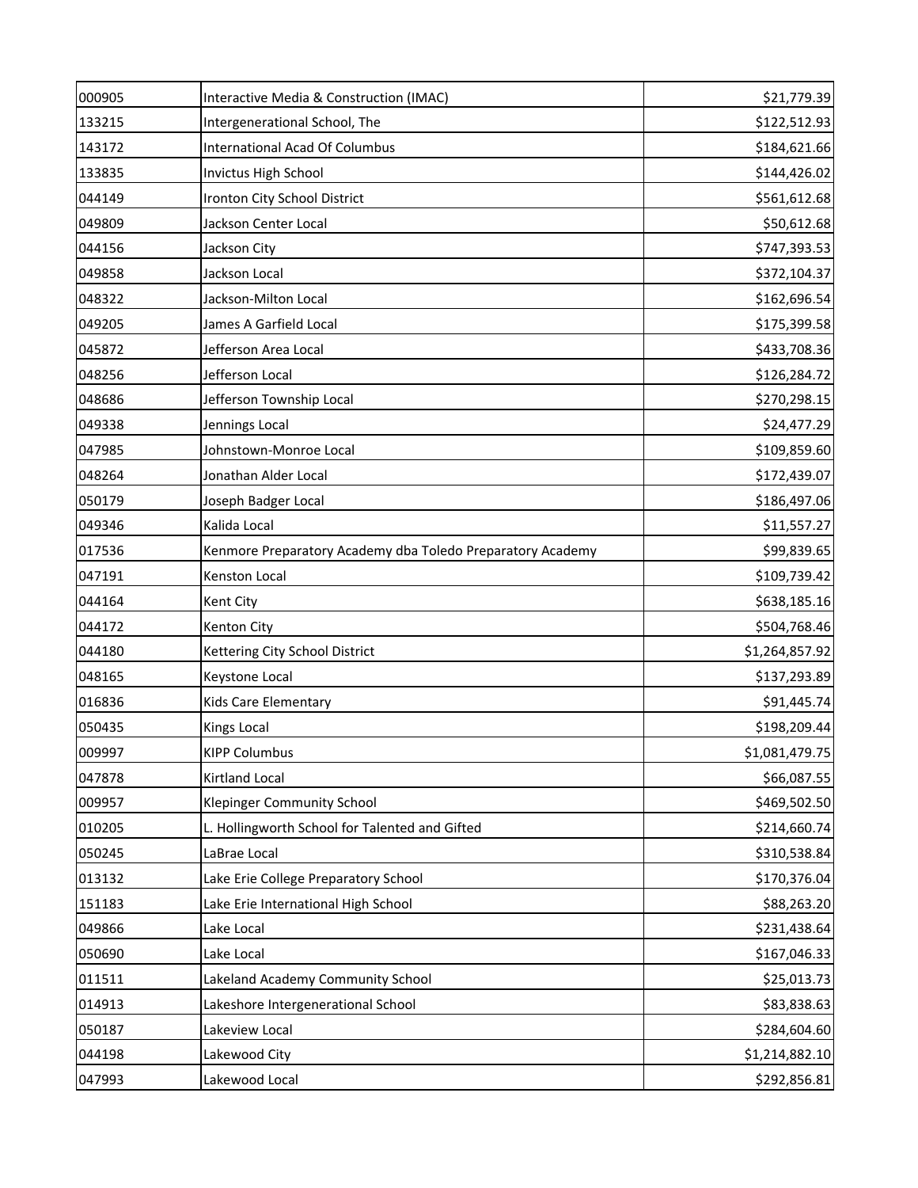| | | |
|---|---|---|
| 000905 | Interactive Media & Construction (IMAC) | $21,779.39 |
| 133215 | Intergenerational School, The | $122,512.93 |
| 143172 | International Acad Of Columbus | $184,621.66 |
| 133835 | Invictus High School | $144,426.02 |
| 044149 | Ironton City School District | $561,612.68 |
| 049809 | Jackson Center Local | $50,612.68 |
| 044156 | Jackson City | $747,393.53 |
| 049858 | Jackson Local | $372,104.37 |
| 048322 | Jackson-Milton Local | $162,696.54 |
| 049205 | James A Garfield Local | $175,399.58 |
| 045872 | Jefferson Area Local | $433,708.36 |
| 048256 | Jefferson Local | $126,284.72 |
| 048686 | Jefferson Township Local | $270,298.15 |
| 049338 | Jennings Local | $24,477.29 |
| 047985 | Johnstown-Monroe Local | $109,859.60 |
| 048264 | Jonathan Alder Local | $172,439.07 |
| 050179 | Joseph Badger Local | $186,497.06 |
| 049346 | Kalida Local | $11,557.27 |
| 017536 | Kenmore Preparatory Academy dba Toledo Preparatory Academy | $99,839.65 |
| 047191 | Kenston Local | $109,739.42 |
| 044164 | Kent City | $638,185.16 |
| 044172 | Kenton City | $504,768.46 |
| 044180 | Kettering City School District | $1,264,857.92 |
| 048165 | Keystone Local | $137,293.89 |
| 016836 | Kids Care Elementary | $91,445.74 |
| 050435 | Kings Local | $198,209.44 |
| 009997 | KIPP Columbus | $1,081,479.75 |
| 047878 | Kirtland Local | $66,087.55 |
| 009957 | Klepinger Community School | $469,502.50 |
| 010205 | L. Hollingworth School for Talented and Gifted | $214,660.74 |
| 050245 | LaBrae Local | $310,538.84 |
| 013132 | Lake Erie College Preparatory School | $170,376.04 |
| 151183 | Lake Erie International High School | $88,263.20 |
| 049866 | Lake Local | $231,438.64 |
| 050690 | Lake Local | $167,046.33 |
| 011511 | Lakeland Academy Community School | $25,013.73 |
| 014913 | Lakeshore Intergenerational School | $83,838.63 |
| 050187 | Lakeview Local | $284,604.60 |
| 044198 | Lakewood City | $1,214,882.10 |
| 047993 | Lakewood Local | $292,856.81 |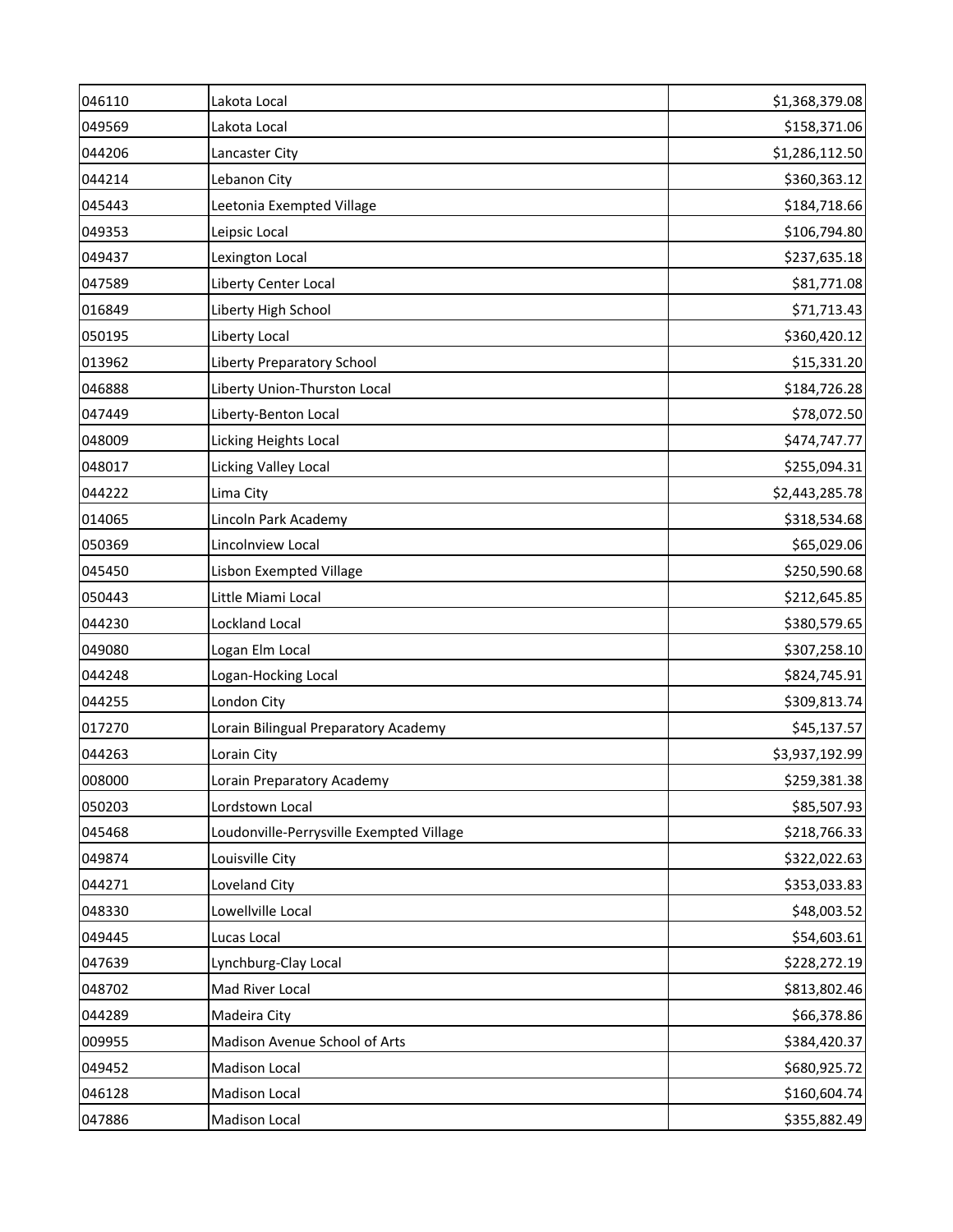| 046110 | Lakota Local | $1,368,379.08 |
|---|---|---|
| 049569 | Lakota Local | $158,371.06 |
| 044206 | Lancaster City | $1,286,112.50 |
| 044214 | Lebanon City | $360,363.12 |
| 045443 | Leetonia Exempted Village | $184,718.66 |
| 049353 | Leipsic Local | $106,794.80 |
| 049437 | Lexington Local | $237,635.18 |
| 047589 | Liberty Center Local | $81,771.08 |
| 016849 | Liberty High School | $71,713.43 |
| 050195 | Liberty Local | $360,420.12 |
| 013962 | Liberty Preparatory School | $15,331.20 |
| 046888 | Liberty Union-Thurston Local | $184,726.28 |
| 047449 | Liberty-Benton Local | $78,072.50 |
| 048009 | Licking Heights Local | $474,747.77 |
| 048017 | Licking Valley Local | $255,094.31 |
| 044222 | Lima City | $2,443,285.78 |
| 014065 | Lincoln Park Academy | $318,534.68 |
| 050369 | Lincolnview Local | $65,029.06 |
| 045450 | Lisbon Exempted Village | $250,590.68 |
| 050443 | Little Miami Local | $212,645.85 |
| 044230 | Lockland Local | $380,579.65 |
| 049080 | Logan Elm Local | $307,258.10 |
| 044248 | Logan-Hocking Local | $824,745.91 |
| 044255 | London City | $309,813.74 |
| 017270 | Lorain Bilingual Preparatory Academy | $45,137.57 |
| 044263 | Lorain City | $3,937,192.99 |
| 008000 | Lorain Preparatory Academy | $259,381.38 |
| 050203 | Lordstown Local | $85,507.93 |
| 045468 | Loudonville-Perrysville Exempted Village | $218,766.33 |
| 049874 | Louisville City | $322,022.63 |
| 044271 | Loveland City | $353,033.83 |
| 048330 | Lowellville Local | $48,003.52 |
| 049445 | Lucas Local | $54,603.61 |
| 047639 | Lynchburg-Clay Local | $228,272.19 |
| 048702 | Mad River Local | $813,802.46 |
| 044289 | Madeira City | $66,378.86 |
| 009955 | Madison Avenue School of Arts | $384,420.37 |
| 049452 | Madison Local | $680,925.72 |
| 046128 | Madison Local | $160,604.74 |
| 047886 | Madison Local | $355,882.49 |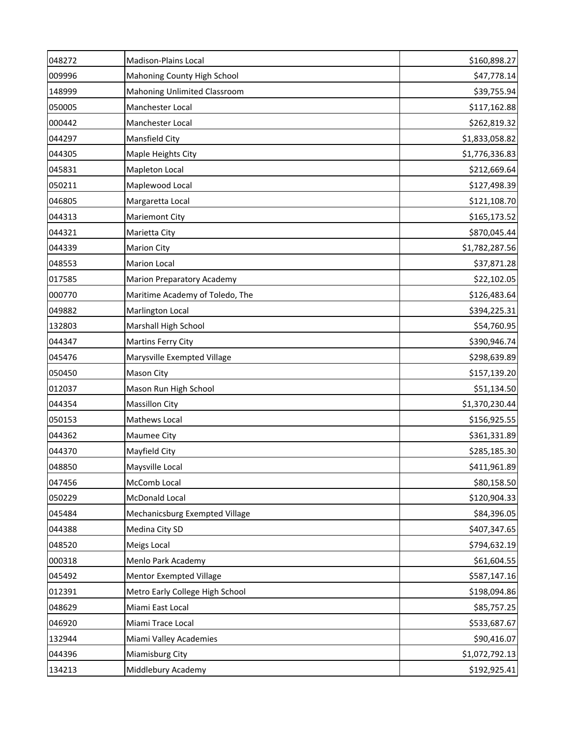| | | |
|---|---|---|
| 048272 | Madison-Plains Local | $160,898.27 |
| 009996 | Mahoning County High School | $47,778.14 |
| 148999 | Mahoning Unlimited Classroom | $39,755.94 |
| 050005 | Manchester Local | $117,162.88 |
| 000442 | Manchester Local | $262,819.32 |
| 044297 | Mansfield City | $1,833,058.82 |
| 044305 | Maple Heights City | $1,776,336.83 |
| 045831 | Mapleton Local | $212,669.64 |
| 050211 | Maplewood Local | $127,498.39 |
| 046805 | Margaretta Local | $121,108.70 |
| 044313 | Mariemont City | $165,173.52 |
| 044321 | Marietta City | $870,045.44 |
| 044339 | Marion City | $1,782,287.56 |
| 048553 | Marion Local | $37,871.28 |
| 017585 | Marion Preparatory Academy | $22,102.05 |
| 000770 | Maritime Academy of Toledo, The | $126,483.64 |
| 049882 | Marlington Local | $394,225.31 |
| 132803 | Marshall High School | $54,760.95 |
| 044347 | Martins Ferry City | $390,946.74 |
| 045476 | Marysville Exempted Village | $298,639.89 |
| 050450 | Mason City | $157,139.20 |
| 012037 | Mason Run High School | $51,134.50 |
| 044354 | Massillon City | $1,370,230.44 |
| 050153 | Mathews Local | $156,925.55 |
| 044362 | Maumee City | $361,331.89 |
| 044370 | Mayfield City | $285,185.30 |
| 048850 | Maysville Local | $411,961.89 |
| 047456 | McComb Local | $80,158.50 |
| 050229 | McDonald Local | $120,904.33 |
| 045484 | Mechanicsburg Exempted Village | $84,396.05 |
| 044388 | Medina City SD | $407,347.65 |
| 048520 | Meigs Local | $794,632.19 |
| 000318 | Menlo Park Academy | $61,604.55 |
| 045492 | Mentor Exempted Village | $587,147.16 |
| 012391 | Metro Early College High School | $198,094.86 |
| 048629 | Miami East Local | $85,757.25 |
| 046920 | Miami Trace Local | $533,687.67 |
| 132944 | Miami Valley Academies | $90,416.07 |
| 044396 | Miamisburg City | $1,072,792.13 |
| 134213 | Middlebury Academy | $192,925.41 |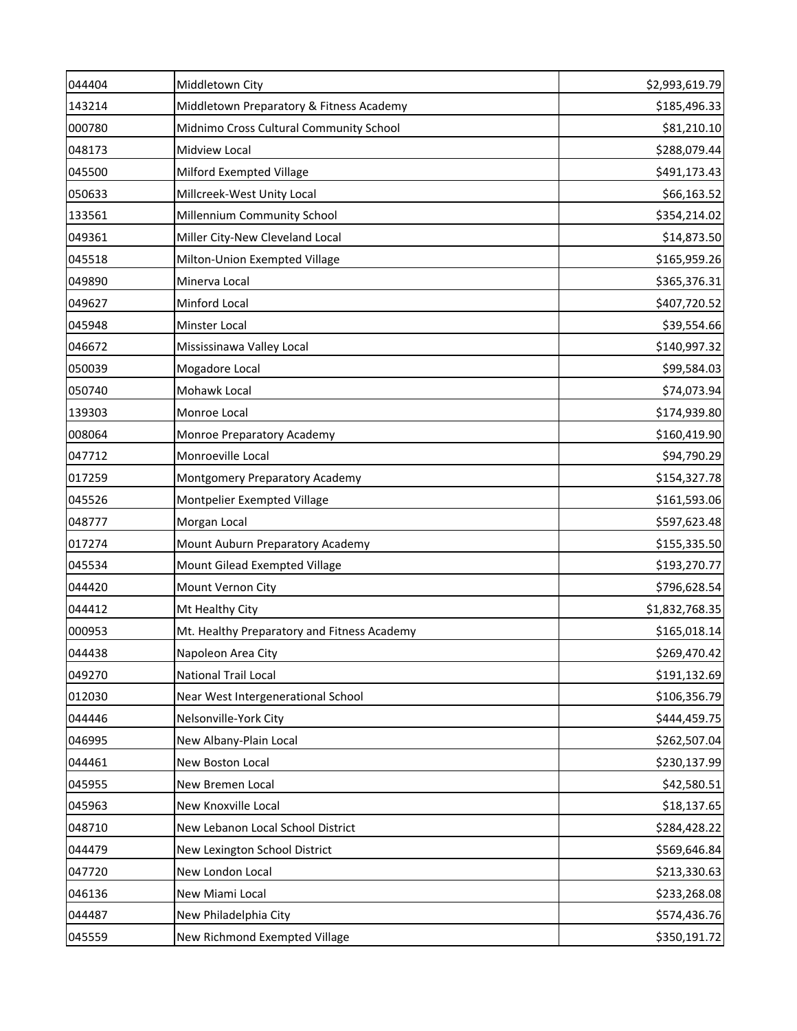| | | |
|---|---|---|
| 044404 | Middletown City | $2,993,619.79 |
| 143214 | Middletown Preparatory & Fitness Academy | $185,496.33 |
| 000780 | Midnimo Cross Cultural Community School | $81,210.10 |
| 048173 | Midview Local | $288,079.44 |
| 045500 | Milford Exempted Village | $491,173.43 |
| 050633 | Millcreek-West Unity Local | $66,163.52 |
| 133561 | Millennium Community School | $354,214.02 |
| 049361 | Miller City-New Cleveland Local | $14,873.50 |
| 045518 | Milton-Union Exempted Village | $165,959.26 |
| 049890 | Minerva Local | $365,376.31 |
| 049627 | Minford Local | $407,720.52 |
| 045948 | Minster Local | $39,554.66 |
| 046672 | Mississinawa Valley Local | $140,997.32 |
| 050039 | Mogadore Local | $99,584.03 |
| 050740 | Mohawk Local | $74,073.94 |
| 139303 | Monroe Local | $174,939.80 |
| 008064 | Monroe Preparatory Academy | $160,419.90 |
| 047712 | Monroeville Local | $94,790.29 |
| 017259 | Montgomery Preparatory Academy | $154,327.78 |
| 045526 | Montpelier Exempted Village | $161,593.06 |
| 048777 | Morgan Local | $597,623.48 |
| 017274 | Mount Auburn Preparatory Academy | $155,335.50 |
| 045534 | Mount Gilead Exempted Village | $193,270.77 |
| 044420 | Mount Vernon City | $796,628.54 |
| 044412 | Mt Healthy City | $1,832,768.35 |
| 000953 | Mt. Healthy Preparatory and Fitness Academy | $165,018.14 |
| 044438 | Napoleon Area City | $269,470.42 |
| 049270 | National Trail Local | $191,132.69 |
| 012030 | Near West Intergenerational School | $106,356.79 |
| 044446 | Nelsonville-York City | $444,459.75 |
| 046995 | New Albany-Plain Local | $262,507.04 |
| 044461 | New Boston Local | $230,137.99 |
| 045955 | New Bremen Local | $42,580.51 |
| 045963 | New Knoxville Local | $18,137.65 |
| 048710 | New Lebanon Local School District | $284,428.22 |
| 044479 | New Lexington School District | $569,646.84 |
| 047720 | New London Local | $213,330.63 |
| 046136 | New Miami Local | $233,268.08 |
| 044487 | New Philadelphia City | $574,436.76 |
| 045559 | New Richmond Exempted Village | $350,191.72 |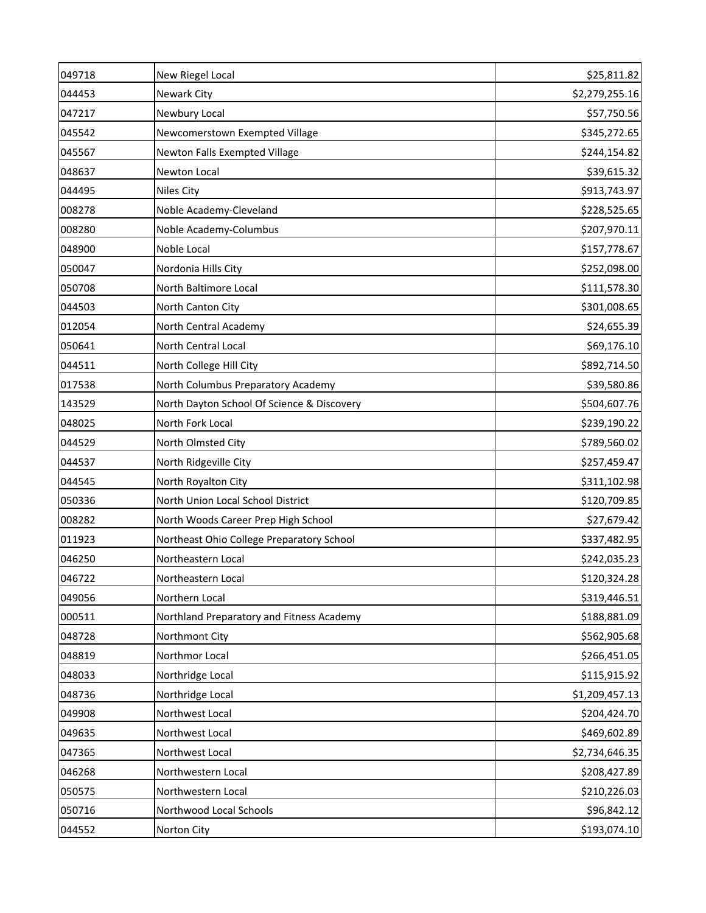| | | |
|---|---|---|
| 049718 | New Riegel Local | $25,811.82 |
| 044453 | Newark City | $2,279,255.16 |
| 047217 | Newbury Local | $57,750.56 |
| 045542 | Newcomerstown Exempted Village | $345,272.65 |
| 045567 | Newton Falls Exempted Village | $244,154.82 |
| 048637 | Newton Local | $39,615.32 |
| 044495 | Niles City | $913,743.97 |
| 008278 | Noble Academy-Cleveland | $228,525.65 |
| 008280 | Noble Academy-Columbus | $207,970.11 |
| 048900 | Noble Local | $157,778.67 |
| 050047 | Nordonia Hills City | $252,098.00 |
| 050708 | North Baltimore Local | $111,578.30 |
| 044503 | North Canton City | $301,008.65 |
| 012054 | North Central Academy | $24,655.39 |
| 050641 | North Central Local | $69,176.10 |
| 044511 | North College Hill City | $892,714.50 |
| 017538 | North Columbus Preparatory Academy | $39,580.86 |
| 143529 | North Dayton School Of Science & Discovery | $504,607.76 |
| 048025 | North Fork Local | $239,190.22 |
| 044529 | North Olmsted City | $789,560.02 |
| 044537 | North Ridgeville City | $257,459.47 |
| 044545 | North Royalton City | $311,102.98 |
| 050336 | North Union Local School District | $120,709.85 |
| 008282 | North Woods Career Prep High School | $27,679.42 |
| 011923 | Northeast Ohio College Preparatory School | $337,482.95 |
| 046250 | Northeastern Local | $242,035.23 |
| 046722 | Northeastern Local | $120,324.28 |
| 049056 | Northern Local | $319,446.51 |
| 000511 | Northland Preparatory and Fitness Academy | $188,881.09 |
| 048728 | Northmont City | $562,905.68 |
| 048819 | Northmor Local | $266,451.05 |
| 048033 | Northridge Local | $115,915.92 |
| 048736 | Northridge Local | $1,209,457.13 |
| 049908 | Northwest Local | $204,424.70 |
| 049635 | Northwest Local | $469,602.89 |
| 047365 | Northwest Local | $2,734,646.35 |
| 046268 | Northwestern Local | $208,427.89 |
| 050575 | Northwestern Local | $210,226.03 |
| 050716 | Northwood Local Schools | $96,842.12 |
| 044552 | Norton City | $193,074.10 |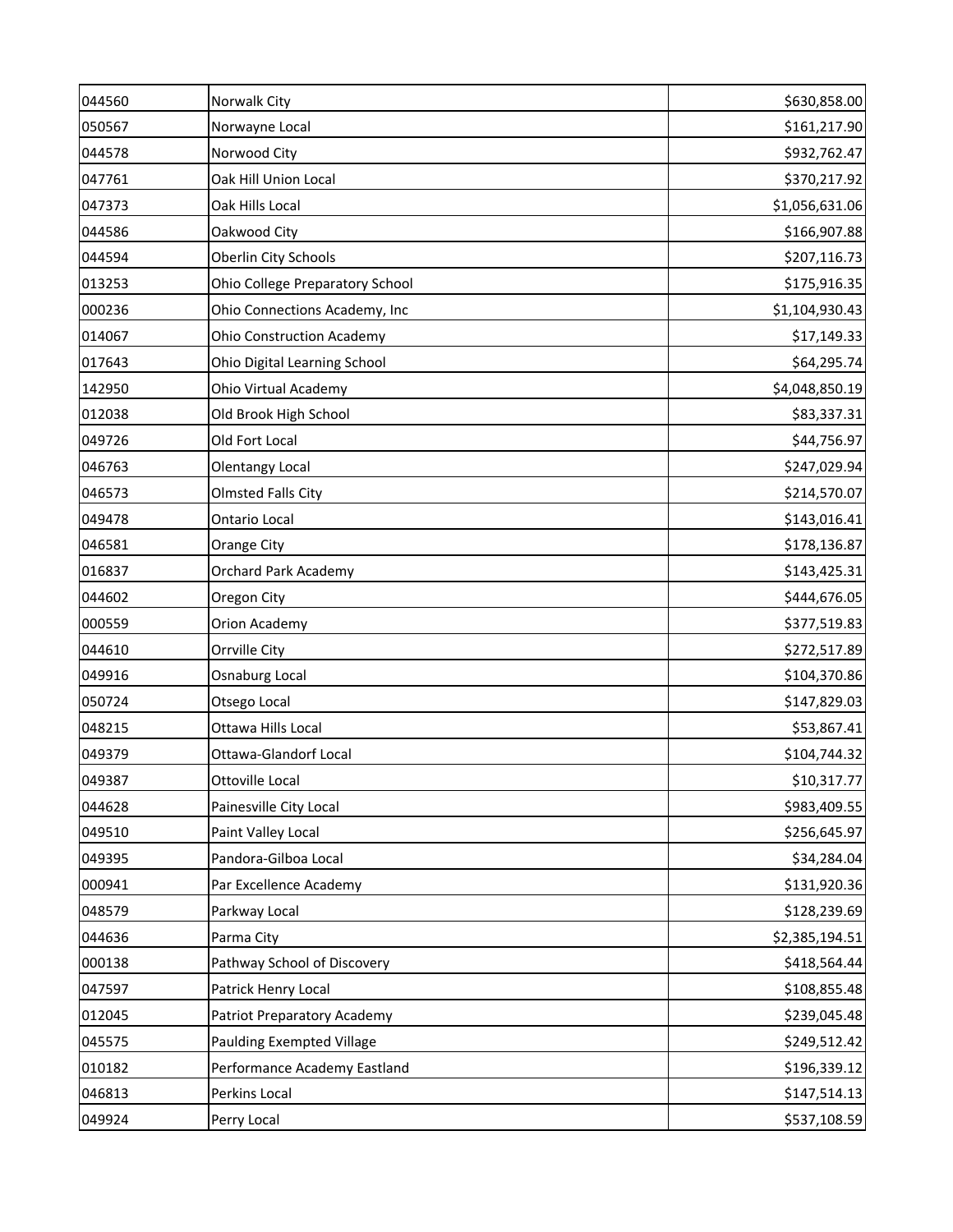| | | |
|---|---|---|
| 044560 | Norwalk City | $630,858.00 |
| 050567 | Norwayne Local | $161,217.90 |
| 044578 | Norwood City | $932,762.47 |
| 047761 | Oak Hill Union Local | $370,217.92 |
| 047373 | Oak Hills Local | $1,056,631.06 |
| 044586 | Oakwood City | $166,907.88 |
| 044594 | Oberlin City Schools | $207,116.73 |
| 013253 | Ohio College Preparatory School | $175,916.35 |
| 000236 | Ohio Connections Academy, Inc | $1,104,930.43 |
| 014067 | Ohio Construction Academy | $17,149.33 |
| 017643 | Ohio Digital Learning School | $64,295.74 |
| 142950 | Ohio Virtual Academy | $4,048,850.19 |
| 012038 | Old Brook High School | $83,337.31 |
| 049726 | Old Fort Local | $44,756.97 |
| 046763 | Olentangy Local | $247,029.94 |
| 046573 | Olmsted Falls City | $214,570.07 |
| 049478 | Ontario Local | $143,016.41 |
| 046581 | Orange City | $178,136.87 |
| 016837 | Orchard Park Academy | $143,425.31 |
| 044602 | Oregon City | $444,676.05 |
| 000559 | Orion Academy | $377,519.83 |
| 044610 | Orrville City | $272,517.89 |
| 049916 | Osnaburg Local | $104,370.86 |
| 050724 | Otsego Local | $147,829.03 |
| 048215 | Ottawa Hills Local | $53,867.41 |
| 049379 | Ottawa-Glandorf Local | $104,744.32 |
| 049387 | Ottoville Local | $10,317.77 |
| 044628 | Painesville City Local | $983,409.55 |
| 049510 | Paint Valley Local | $256,645.97 |
| 049395 | Pandora-Gilboa Local | $34,284.04 |
| 000941 | Par Excellence Academy | $131,920.36 |
| 048579 | Parkway Local | $128,239.69 |
| 044636 | Parma City | $2,385,194.51 |
| 000138 | Pathway School of Discovery | $418,564.44 |
| 047597 | Patrick Henry Local | $108,855.48 |
| 012045 | Patriot Preparatory Academy | $239,045.48 |
| 045575 | Paulding Exempted Village | $249,512.42 |
| 010182 | Performance Academy Eastland | $196,339.12 |
| 046813 | Perkins Local | $147,514.13 |
| 049924 | Perry Local | $537,108.59 |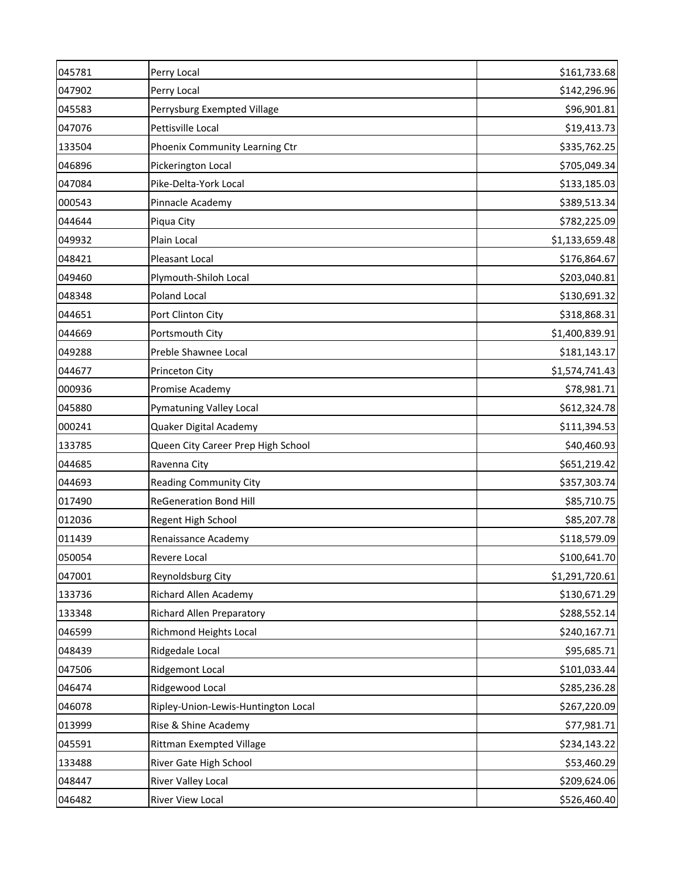| | | |
|---|---|---|
| 045781 | Perry Local | $161,733.68 |
| 047902 | Perry Local | $142,296.96 |
| 045583 | Perrysburg Exempted Village | $96,901.81 |
| 047076 | Pettisville Local | $19,413.73 |
| 133504 | Phoenix Community Learning Ctr | $335,762.25 |
| 046896 | Pickerington Local | $705,049.34 |
| 047084 | Pike-Delta-York Local | $133,185.03 |
| 000543 | Pinnacle Academy | $389,513.34 |
| 044644 | Piqua City | $782,225.09 |
| 049932 | Plain Local | $1,133,659.48 |
| 048421 | Pleasant Local | $176,864.67 |
| 049460 | Plymouth-Shiloh Local | $203,040.81 |
| 048348 | Poland Local | $130,691.32 |
| 044651 | Port Clinton City | $318,868.31 |
| 044669 | Portsmouth City | $1,400,839.91 |
| 049288 | Preble Shawnee Local | $181,143.17 |
| 044677 | Princeton City | $1,574,741.43 |
| 000936 | Promise Academy | $78,981.71 |
| 045880 | Pymatuning Valley Local | $612,324.78 |
| 000241 | Quaker Digital Academy | $111,394.53 |
| 133785 | Queen City Career Prep High School | $40,460.93 |
| 044685 | Ravenna City | $651,219.42 |
| 044693 | Reading Community City | $357,303.74 |
| 017490 | ReGeneration Bond Hill | $85,710.75 |
| 012036 | Regent High School | $85,207.78 |
| 011439 | Renaissance Academy | $118,579.09 |
| 050054 | Revere Local | $100,641.70 |
| 047001 | Reynoldsburg City | $1,291,720.61 |
| 133736 | Richard Allen Academy | $130,671.29 |
| 133348 | Richard Allen Preparatory | $288,552.14 |
| 046599 | Richmond Heights Local | $240,167.71 |
| 048439 | Ridgedale Local | $95,685.71 |
| 047506 | Ridgemont Local | $101,033.44 |
| 046474 | Ridgewood Local | $285,236.28 |
| 046078 | Ripley-Union-Lewis-Huntington Local | $267,220.09 |
| 013999 | Rise & Shine Academy | $77,981.71 |
| 045591 | Rittman Exempted Village | $234,143.22 |
| 133488 | River Gate High School | $53,460.29 |
| 048447 | River Valley Local | $209,624.06 |
| 046482 | River View Local | $526,460.40 |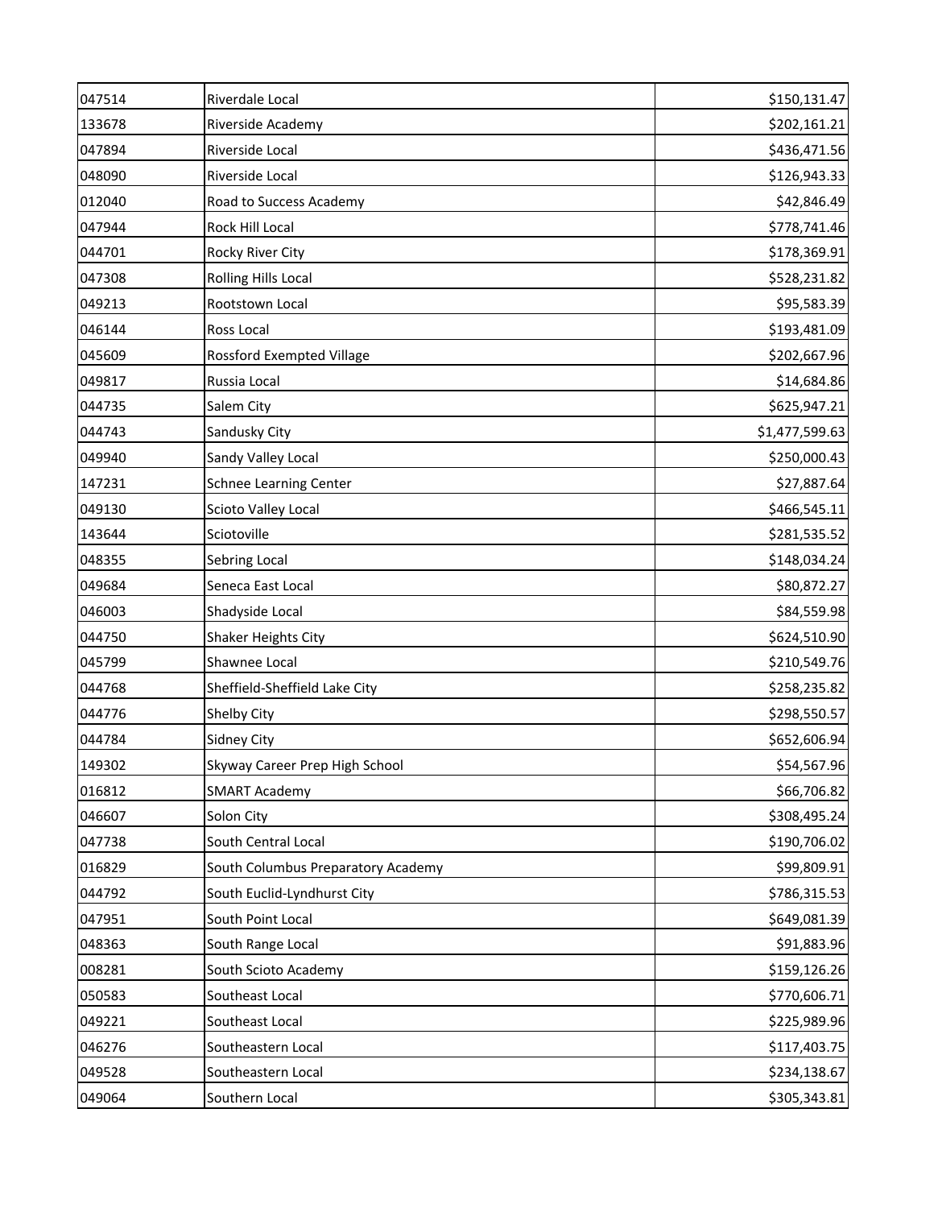| | | |
|---|---|---|
| 047514 | Riverdale Local | $150,131.47 |
| 133678 | Riverside Academy | $202,161.21 |
| 047894 | Riverside Local | $436,471.56 |
| 048090 | Riverside Local | $126,943.33 |
| 012040 | Road to Success Academy | $42,846.49 |
| 047944 | Rock Hill Local | $778,741.46 |
| 044701 | Rocky River City | $178,369.91 |
| 047308 | Rolling Hills Local | $528,231.82 |
| 049213 | Rootstown Local | $95,583.39 |
| 046144 | Ross Local | $193,481.09 |
| 045609 | Rossford Exempted Village | $202,667.96 |
| 049817 | Russia Local | $14,684.86 |
| 044735 | Salem City | $625,947.21 |
| 044743 | Sandusky City | $1,477,599.63 |
| 049940 | Sandy Valley Local | $250,000.43 |
| 147231 | Schnee Learning Center | $27,887.64 |
| 049130 | Scioto Valley Local | $466,545.11 |
| 143644 | Sciotoville | $281,535.52 |
| 048355 | Sebring Local | $148,034.24 |
| 049684 | Seneca East Local | $80,872.27 |
| 046003 | Shadyside Local | $84,559.98 |
| 044750 | Shaker Heights City | $624,510.90 |
| 045799 | Shawnee Local | $210,549.76 |
| 044768 | Sheffield-Sheffield Lake City | $258,235.82 |
| 044776 | Shelby City | $298,550.57 |
| 044784 | Sidney City | $652,606.94 |
| 149302 | Skyway Career Prep High School | $54,567.96 |
| 016812 | SMART Academy | $66,706.82 |
| 046607 | Solon City | $308,495.24 |
| 047738 | South Central Local | $190,706.02 |
| 016829 | South Columbus Preparatory Academy | $99,809.91 |
| 044792 | South Euclid-Lyndhurst City | $786,315.53 |
| 047951 | South Point Local | $649,081.39 |
| 048363 | South Range Local | $91,883.96 |
| 008281 | South Scioto Academy | $159,126.26 |
| 050583 | Southeast Local | $770,606.71 |
| 049221 | Southeast Local | $225,989.96 |
| 046276 | Southeastern Local | $117,403.75 |
| 049528 | Southeastern Local | $234,138.67 |
| 049064 | Southern Local | $305,343.81 |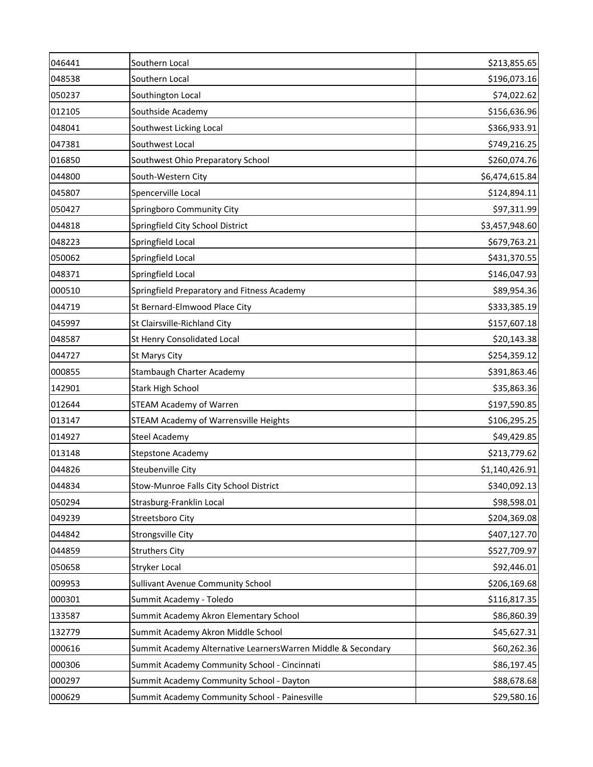| | | |
|---|---|---|
| 046441 | Southern Local | $213,855.65 |
| 048538 | Southern Local | $196,073.16 |
| 050237 | Southington Local | $74,022.62 |
| 012105 | Southside Academy | $156,636.96 |
| 048041 | Southwest Licking Local | $366,933.91 |
| 047381 | Southwest Local | $749,216.25 |
| 016850 | Southwest Ohio Preparatory School | $260,074.76 |
| 044800 | South-Western City | $6,474,615.84 |
| 045807 | Spencerville Local | $124,894.11 |
| 050427 | Springboro Community City | $97,311.99 |
| 044818 | Springfield City School District | $3,457,948.60 |
| 048223 | Springfield Local | $679,763.21 |
| 050062 | Springfield Local | $431,370.55 |
| 048371 | Springfield Local | $146,047.93 |
| 000510 | Springfield Preparatory and Fitness Academy | $89,954.36 |
| 044719 | St Bernard-Elmwood Place City | $333,385.19 |
| 045997 | St Clairsville-Richland City | $157,607.18 |
| 048587 | St Henry Consolidated Local | $20,143.38 |
| 044727 | St Marys City | $254,359.12 |
| 000855 | Stambaugh Charter Academy | $391,863.46 |
| 142901 | Stark High School | $35,863.36 |
| 012644 | STEAM Academy of Warren | $197,590.85 |
| 013147 | STEAM Academy of Warrensville Heights | $106,295.25 |
| 014927 | Steel Academy | $49,429.85 |
| 013148 | Stepstone Academy | $213,779.62 |
| 044826 | Steubenville City | $1,140,426.91 |
| 044834 | Stow-Munroe Falls City School District | $340,092.13 |
| 050294 | Strasburg-Franklin Local | $98,598.01 |
| 049239 | Streetsboro City | $204,369.08 |
| 044842 | Strongsville City | $407,127.70 |
| 044859 | Struthers City | $527,709.97 |
| 050658 | Stryker Local | $92,446.01 |
| 009953 | Sullivant Avenue Community School | $206,169.68 |
| 000301 | Summit Academy - Toledo | $116,817.35 |
| 133587 | Summit Academy Akron Elementary School | $86,860.39 |
| 132779 | Summit Academy Akron Middle School | $45,627.31 |
| 000616 | Summit Academy Alternative LearnersWarren Middle & Secondary | $60,262.36 |
| 000306 | Summit Academy Community School - Cincinnati | $86,197.45 |
| 000297 | Summit Academy Community School - Dayton | $88,678.68 |
| 000629 | Summit Academy Community School - Painesville | $29,580.16 |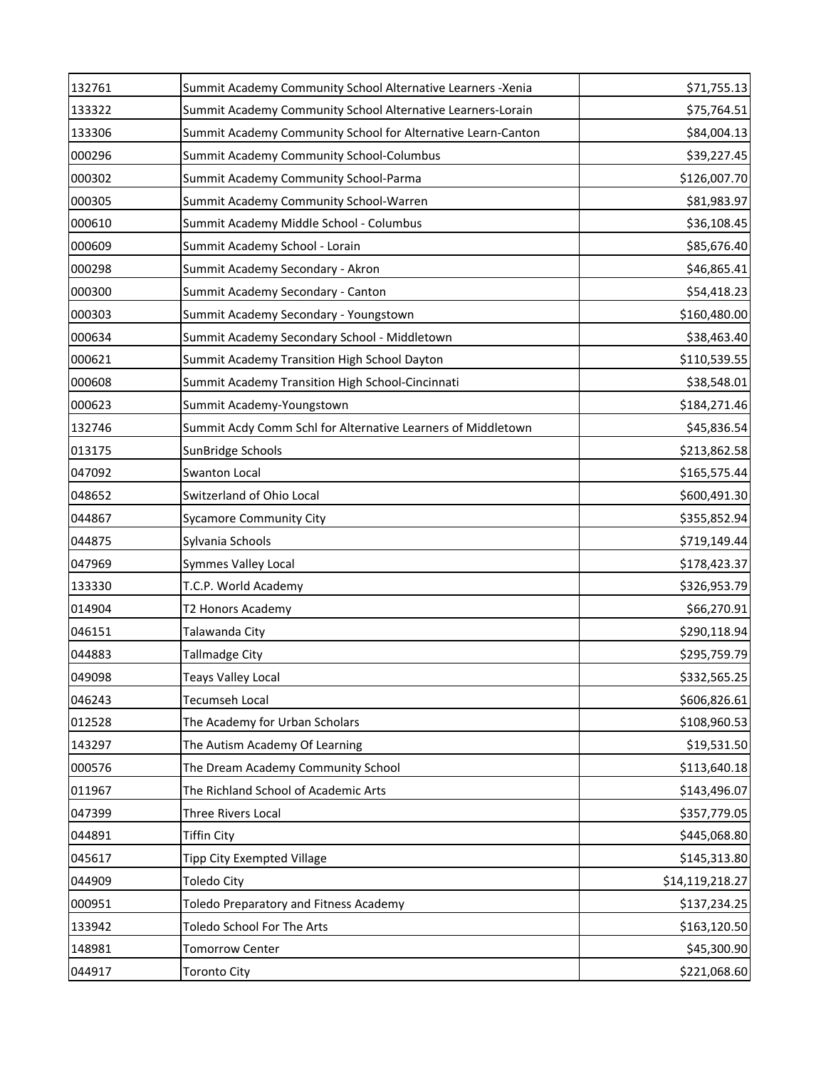| | | |
|---|---|---|
| 132761 | Summit Academy Community School Alternative Learners -Xenia | $71,755.13 |
| 133322 | Summit Academy Community School Alternative Learners-Lorain | $75,764.51 |
| 133306 | Summit Academy Community School for Alternative Learn-Canton | $84,004.13 |
| 000296 | Summit Academy Community School-Columbus | $39,227.45 |
| 000302 | Summit Academy Community School-Parma | $126,007.70 |
| 000305 | Summit Academy Community School-Warren | $81,983.97 |
| 000610 | Summit Academy Middle School - Columbus | $36,108.45 |
| 000609 | Summit Academy School - Lorain | $85,676.40 |
| 000298 | Summit Academy Secondary - Akron | $46,865.41 |
| 000300 | Summit Academy Secondary - Canton | $54,418.23 |
| 000303 | Summit Academy Secondary - Youngstown | $160,480.00 |
| 000634 | Summit Academy Secondary School - Middletown | $38,463.40 |
| 000621 | Summit Academy Transition High School Dayton | $110,539.55 |
| 000608 | Summit Academy Transition High School-Cincinnati | $38,548.01 |
| 000623 | Summit Academy-Youngstown | $184,271.46 |
| 132746 | Summit Acdy Comm Schl for Alternative Learners of Middletown | $45,836.54 |
| 013175 | SunBridge Schools | $213,862.58 |
| 047092 | Swanton Local | $165,575.44 |
| 048652 | Switzerland of Ohio Local | $600,491.30 |
| 044867 | Sycamore Community City | $355,852.94 |
| 044875 | Sylvania Schools | $719,149.44 |
| 047969 | Symmes Valley Local | $178,423.37 |
| 133330 | T.C.P. World Academy | $326,953.79 |
| 014904 | T2 Honors Academy | $66,270.91 |
| 046151 | Talawanda City | $290,118.94 |
| 044883 | Tallmadge City | $295,759.79 |
| 049098 | Teays Valley Local | $332,565.25 |
| 046243 | Tecumseh Local | $606,826.61 |
| 012528 | The Academy for Urban Scholars | $108,960.53 |
| 143297 | The Autism Academy Of Learning | $19,531.50 |
| 000576 | The Dream Academy Community School | $113,640.18 |
| 011967 | The Richland School of Academic Arts | $143,496.07 |
| 047399 | Three Rivers Local | $357,779.05 |
| 044891 | Tiffin City | $445,068.80 |
| 045617 | Tipp City Exempted Village | $145,313.80 |
| 044909 | Toledo City | $14,119,218.27 |
| 000951 | Toledo Preparatory and Fitness Academy | $137,234.25 |
| 133942 | Toledo School For The Arts | $163,120.50 |
| 148981 | Tomorrow Center | $45,300.90 |
| 044917 | Toronto City | $221,068.60 |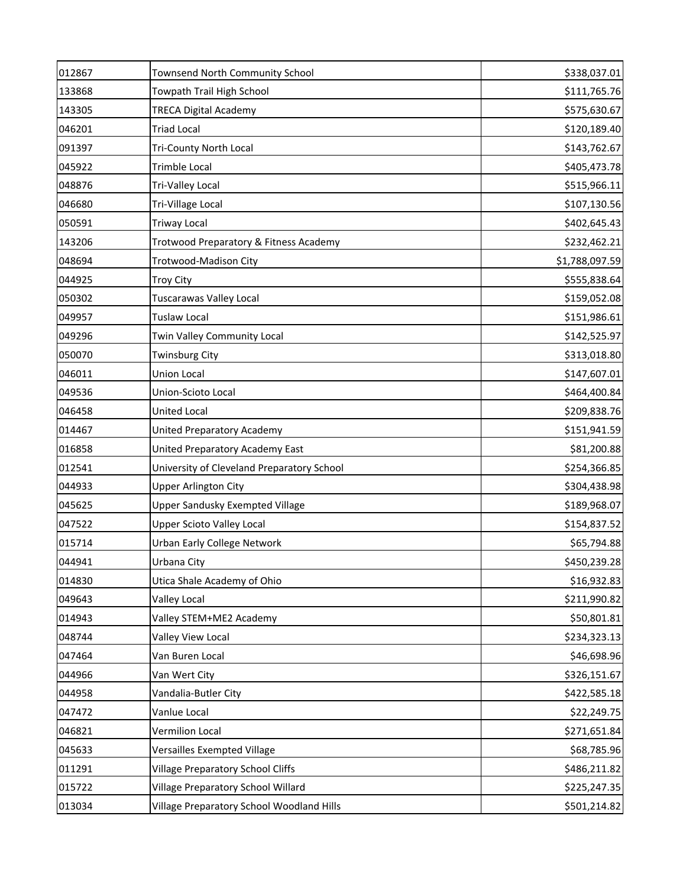| | | |
|---|---|---|
| 012867 | Townsend North Community School | $338,037.01 |
| 133868 | Towpath Trail High School | $111,765.76 |
| 143305 | TRECA Digital Academy | $575,630.67 |
| 046201 | Triad Local | $120,189.40 |
| 091397 | Tri-County North Local | $143,762.67 |
| 045922 | Trimble Local | $405,473.78 |
| 048876 | Tri-Valley Local | $515,966.11 |
| 046680 | Tri-Village Local | $107,130.56 |
| 050591 | Triway Local | $402,645.43 |
| 143206 | Trotwood Preparatory & Fitness Academy | $232,462.21 |
| 048694 | Trotwood-Madison City | $1,788,097.59 |
| 044925 | Troy City | $555,838.64 |
| 050302 | Tuscarawas Valley Local | $159,052.08 |
| 049957 | Tuslaw Local | $151,986.61 |
| 049296 | Twin Valley Community Local | $142,525.97 |
| 050070 | Twinsburg City | $313,018.80 |
| 046011 | Union Local | $147,607.01 |
| 049536 | Union-Scioto Local | $464,400.84 |
| 046458 | United Local | $209,838.76 |
| 014467 | United Preparatory Academy | $151,941.59 |
| 016858 | United Preparatory Academy East | $81,200.88 |
| 012541 | University of Cleveland Preparatory School | $254,366.85 |
| 044933 | Upper Arlington City | $304,438.98 |
| 045625 | Upper Sandusky Exempted Village | $189,968.07 |
| 047522 | Upper Scioto Valley Local | $154,837.52 |
| 015714 | Urban Early College Network | $65,794.88 |
| 044941 | Urbana City | $450,239.28 |
| 014830 | Utica Shale Academy of Ohio | $16,932.83 |
| 049643 | Valley Local | $211,990.82 |
| 014943 | Valley STEM+ME2 Academy | $50,801.81 |
| 048744 | Valley View Local | $234,323.13 |
| 047464 | Van Buren Local | $46,698.96 |
| 044966 | Van Wert City | $326,151.67 |
| 044958 | Vandalia-Butler City | $422,585.18 |
| 047472 | Vanlue Local | $22,249.75 |
| 046821 | Vermilion Local | $271,651.84 |
| 045633 | Versailles Exempted Village | $68,785.96 |
| 011291 | Village Preparatory School Cliffs | $486,211.82 |
| 015722 | Village Preparatory School Willard | $225,247.35 |
| 013034 | Village Preparatory School Woodland Hills | $501,214.82 |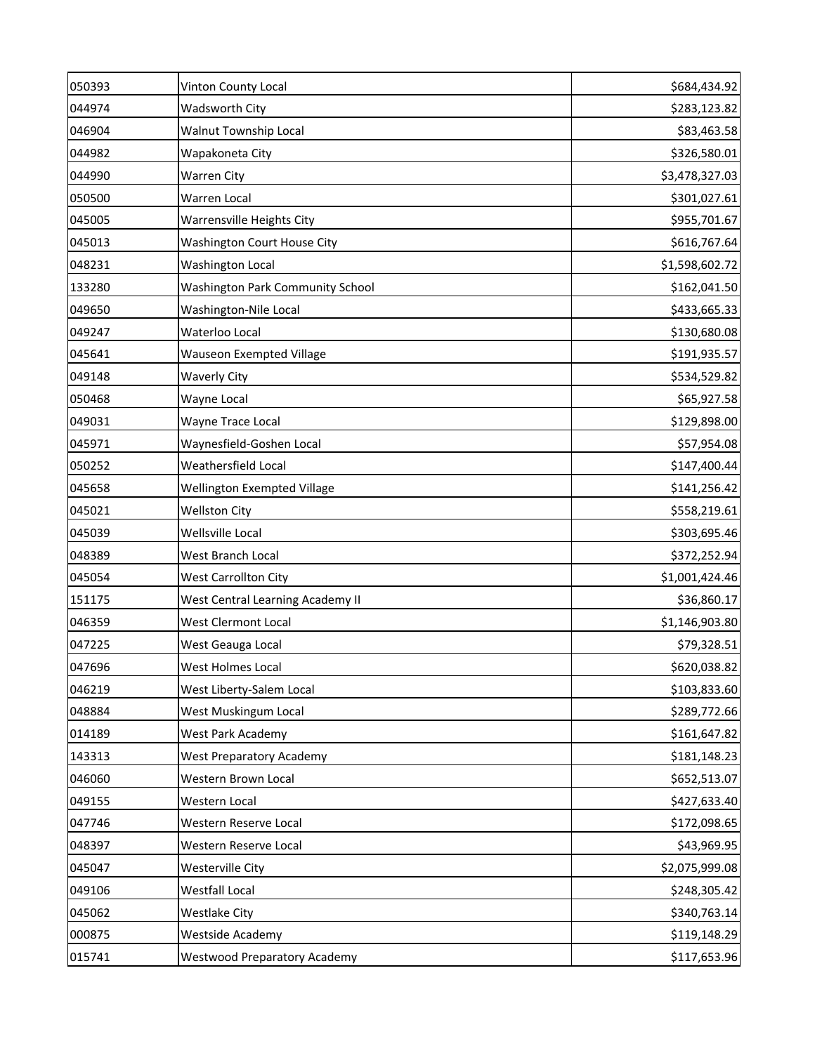| | | |
|---|---|---|
| 050393 | Vinton County Local | $684,434.92 |
| 044974 | Wadsworth City | $283,123.82 |
| 046904 | Walnut Township Local | $83,463.58 |
| 044982 | Wapakoneta City | $326,580.01 |
| 044990 | Warren City | $3,478,327.03 |
| 050500 | Warren Local | $301,027.61 |
| 045005 | Warrensville Heights City | $955,701.67 |
| 045013 | Washington Court House City | $616,767.64 |
| 048231 | Washington Local | $1,598,602.72 |
| 133280 | Washington Park Community School | $162,041.50 |
| 049650 | Washington-Nile Local | $433,665.33 |
| 049247 | Waterloo Local | $130,680.08 |
| 045641 | Wauseon Exempted Village | $191,935.57 |
| 049148 | Waverly City | $534,529.82 |
| 050468 | Wayne Local | $65,927.58 |
| 049031 | Wayne Trace Local | $129,898.00 |
| 045971 | Waynesfield-Goshen Local | $57,954.08 |
| 050252 | Weathersfield Local | $147,400.44 |
| 045658 | Wellington Exempted Village | $141,256.42 |
| 045021 | Wellston City | $558,219.61 |
| 045039 | Wellsville Local | $303,695.46 |
| 048389 | West Branch Local | $372,252.94 |
| 045054 | West Carrollton City | $1,001,424.46 |
| 151175 | West Central Learning Academy II | $36,860.17 |
| 046359 | West Clermont Local | $1,146,903.80 |
| 047225 | West Geauga Local | $79,328.51 |
| 047696 | West Holmes Local | $620,038.82 |
| 046219 | West Liberty-Salem Local | $103,833.60 |
| 048884 | West Muskingum Local | $289,772.66 |
| 014189 | West Park Academy | $161,647.82 |
| 143313 | West Preparatory Academy | $181,148.23 |
| 046060 | Western Brown Local | $652,513.07 |
| 049155 | Western Local | $427,633.40 |
| 047746 | Western Reserve Local | $172,098.65 |
| 048397 | Western Reserve Local | $43,969.95 |
| 045047 | Westerville City | $2,075,999.08 |
| 049106 | Westfall Local | $248,305.42 |
| 045062 | Westlake City | $340,763.14 |
| 000875 | Westside Academy | $119,148.29 |
| 015741 | Westwood Preparatory Academy | $117,653.96 |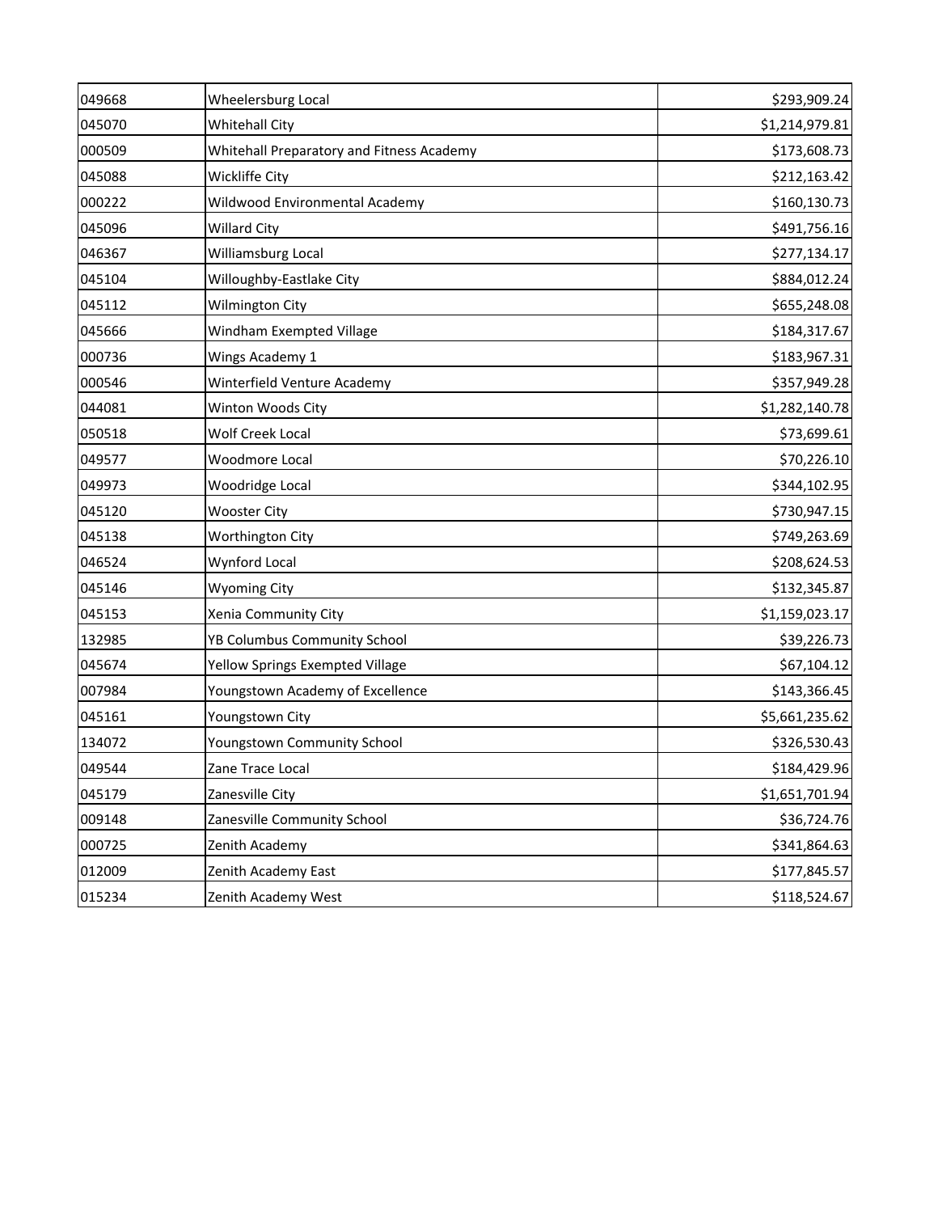| | | |
|---|---|---|
| 049668 | Wheelersburg Local | $293,909.24 |
| 045070 | Whitehall City | $1,214,979.81 |
| 000509 | Whitehall Preparatory and Fitness Academy | $173,608.73 |
| 045088 | Wickliffe City | $212,163.42 |
| 000222 | Wildwood Environmental Academy | $160,130.73 |
| 045096 | Willard City | $491,756.16 |
| 046367 | Williamsburg Local | $277,134.17 |
| 045104 | Willoughby-Eastlake City | $884,012.24 |
| 045112 | Wilmington City | $655,248.08 |
| 045666 | Windham Exempted Village | $184,317.67 |
| 000736 | Wings Academy 1 | $183,967.31 |
| 000546 | Winterfield Venture Academy | $357,949.28 |
| 044081 | Winton Woods City | $1,282,140.78 |
| 050518 | Wolf Creek Local | $73,699.61 |
| 049577 | Woodmore Local | $70,226.10 |
| 049973 | Woodridge Local | $344,102.95 |
| 045120 | Wooster City | $730,947.15 |
| 045138 | Worthington City | $749,263.69 |
| 046524 | Wynford Local | $208,624.53 |
| 045146 | Wyoming City | $132,345.87 |
| 045153 | Xenia Community City | $1,159,023.17 |
| 132985 | YB Columbus Community School | $39,226.73 |
| 045674 | Yellow Springs Exempted Village | $67,104.12 |
| 007984 | Youngstown Academy of Excellence | $143,366.45 |
| 045161 | Youngstown City | $5,661,235.62 |
| 134072 | Youngstown Community School | $326,530.43 |
| 049544 | Zane Trace Local | $184,429.96 |
| 045179 | Zanesville City | $1,651,701.94 |
| 009148 | Zanesville Community School | $36,724.76 |
| 000725 | Zenith Academy | $341,864.63 |
| 012009 | Zenith Academy East | $177,845.57 |
| 015234 | Zenith Academy West | $118,524.67 |